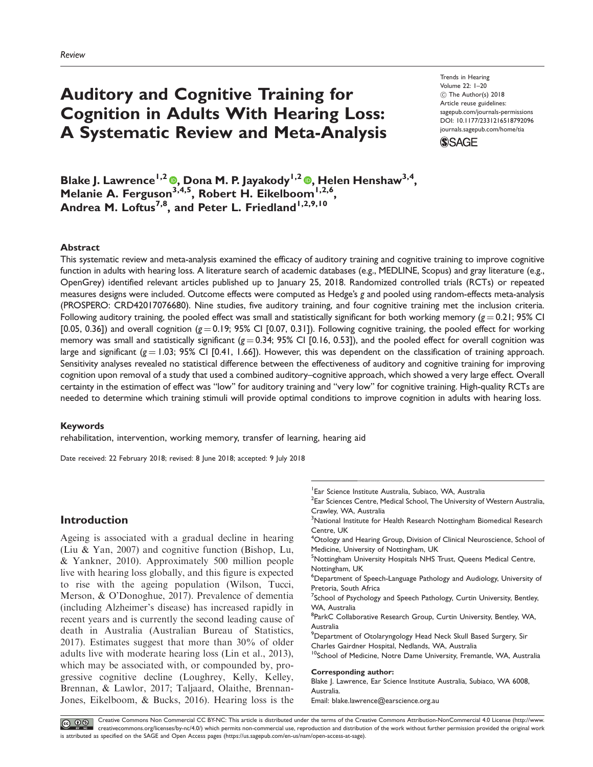Review

# Auditory and Cognitive Training for Cognition in Adults With Hearing Loss: A Systematic Review and Meta-Analysis

Trends in Hearing
Volume 22: 1–20
© The Author(s) 2018
Article reuse guidelines:
sagepub.com/journals-permissions
DOI: 10.1177/2331216518792096
journals.sagepub.com/home/tia

**Blake J. Lawrence[1,2], Dona M. P. Jayakody[1,2], Helen Henshaw[3,4], Melanie A. Ferguson[3,4,5], Robert H. Eikelboom[1,2,6], Andrea M. Loftus[7,8], and Peter L. Friedland[1,2,9,10]**

## Abstract

This systematic review and meta-analysis examined the efficacy of auditory training and cognitive training to improve cognitive function in adults with hearing loss. A literature search of academic databases (e.g., MEDLINE, Scopus) and gray literature (e.g., OpenGrey) identified relevant articles published up to January 25, 2018. Randomized controlled trials (RCTs) or repeated measures designs were included. Outcome effects were computed as Hedge's g and pooled using random-effects meta-analysis (PROSPERO: CRD42017076680). Nine studies, five auditory training, and four cognitive training met the inclusion criteria. Following auditory training, the pooled effect was small and statistically significant for both working memory ($g = 0.21$; 95% CI [0.05, 0.36]) and overall cognition ($g = 0.19$; 95% CI [0.07, 0.31]). Following cognitive training, the pooled effect for working memory was small and statistically significant ($g = 0.34$; 95% CI [0.16, 0.53]), and the pooled effect for overall cognition was large and significant ($g = 1.03$; 95% CI [0.41, 1.66]). However, this was dependent on the classification of training approach. Sensitivity analyses revealed no statistical difference between the effectiveness of auditory and cognitive training for improving cognition upon removal of a study that used a combined auditory–cognitive approach, which showed a very large effect. Overall certainty in the estimation of effect was "low" for auditory training and "very low" for cognitive training. High-quality RCTs are needed to determine which training stimuli will provide optimal conditions to improve cognition in adults with hearing loss.

### Keywords

rehabilitation, intervention, working memory, transfer of learning, hearing aid

Date received: 22 February 2018; revised: 8 June 2018; accepted: 9 July 2018

## Introduction

Ageing is associated with a gradual decline in hearing (Liu & Yan, 2007) and cognitive function (Bishop, Lu, & Yankner, 2010). Approximately 500 million people live with hearing loss globally, and this figure is expected to rise with the ageing population (Wilson, Tucci, Merson, & O'Donoghue, 2017). Prevalence of dementia (including Alzheimer's disease) has increased rapidly in recent years and is currently the second leading cause of death in Australia (Australian Bureau of Statistics, 2017). Estimates suggest that more than 30% of older adults live with moderate hearing loss (Lin et al., 2013), which may be associated with, or compounded by, progressive cognitive decline (Loughrey, Kelly, Kelley, Brennan, & Lawlor, 2017; Taljaard, Olaithe, Brennan-Jones, Eikelboom, & Bucks, 2016). Hearing loss is the

[1] Ear Science Institute Australia, Subiaco, WA, Australia
[2] Ear Sciences Centre, Medical School, The University of Western Australia, Crawley, WA, Australia
[3] National Institute for Health Research Nottingham Biomedical Research Centre, UK
[4] Otology and Hearing Group, Division of Clinical Neuroscience, School of Medicine, University of Nottingham, UK
[5] Nottingham University Hospitals NHS Trust, Queens Medical Centre, Nottingham, UK
[6] Department of Speech-Language Pathology and Audiology, University of Pretoria, South Africa
[7] School of Psychology and Speech Pathology, Curtin University, Bentley, WA, Australia
[8] ParkC Collaborative Research Group, Curtin University, Bentley, WA, Australia
[9] Department of Otolaryngology Head Neck Skull Based Surgery, Sir Charles Gairdner Hospital, Nedlands, WA, Australia
[10] School of Medicine, Notre Dame University, Fremantle, WA, Australia

**Corresponding author:**
Blake J. Lawrence, Ear Science Institute Australia, Subiaco, WA 6008, Australia.
Email: blake.lawrence@earscience.org.au

Creative Commons Non Commercial CC BY-NC: This article is distributed under the terms of the Creative Commons Attribution-NonCommercial 4.0 License (http://www.creativecommons.org/licenses/by-nc/4.0/) which permits non-commercial use, reproduction and distribution of the work without further permission provided the original work is attributed as specified on the SAGE and Open Access pages (https://us.sagepub.com/en-us/nam/open-access-at-sage).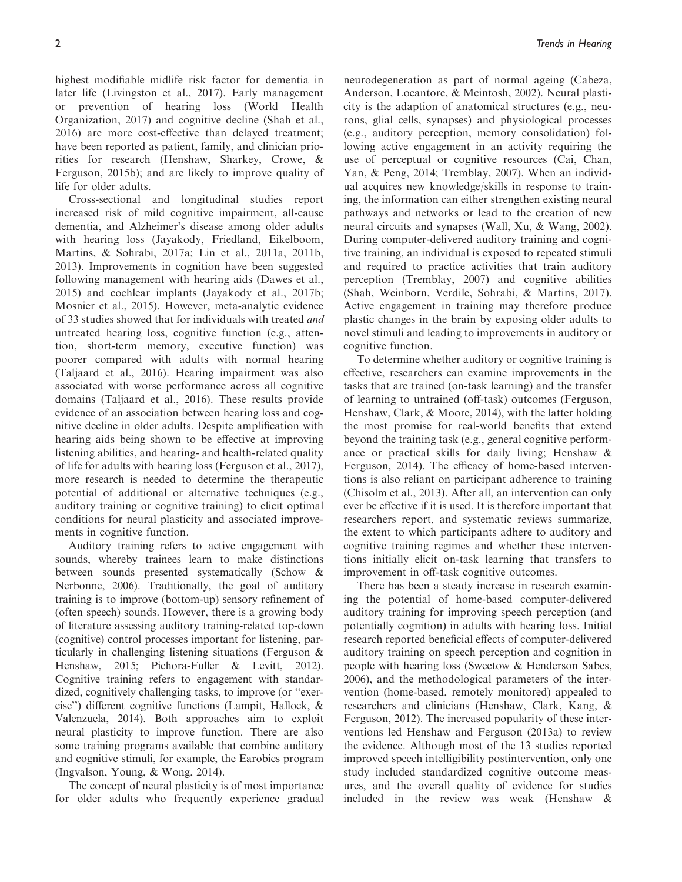highest modifiable midlife risk factor for dementia in later life (Livingston et al., 2017). Early management or prevention of hearing loss (World Health Organization, 2017) and cognitive decline (Shah et al., 2016) are more cost-effective than delayed treatment; have been reported as patient, family, and clinician priorities for research (Henshaw, Sharkey, Crowe, & Ferguson, 2015b); and are likely to improve quality of life for older adults.

Cross-sectional and longitudinal studies report increased risk of mild cognitive impairment, all-cause dementia, and Alzheimer's disease among older adults with hearing loss (Jayakody, Friedland, Eikelboom, Martins, & Sohrabi, 2017a; Lin et al., 2011a, 2011b, 2013). Improvements in cognition have been suggested following management with hearing aids (Dawes et al., 2015) and cochlear implants (Jayakody et al., 2017b; Mosnier et al., 2015). However, meta-analytic evidence of 33 studies showed that for individuals with treated *and* untreated hearing loss, cognitive function (e.g., attention, short-term memory, executive function) was poorer compared with adults with normal hearing (Taljaard et al., 2016). Hearing impairment was also associated with worse performance across all cognitive domains (Taljaard et al., 2016). These results provide evidence of an association between hearing loss and cognitive decline in older adults. Despite amplification with hearing aids being shown to be effective at improving listening abilities, and hearing- and health-related quality of life for adults with hearing loss (Ferguson et al., 2017), more research is needed to determine the therapeutic potential of additional or alternative techniques (e.g., auditory training or cognitive training) to elicit optimal conditions for neural plasticity and associated improvements in cognitive function.

Auditory training refers to active engagement with sounds, whereby trainees learn to make distinctions between sounds presented systematically (Schow & Nerbonne, 2006). Traditionally, the goal of auditory training is to improve (bottom-up) sensory refinement of (often speech) sounds. However, there is a growing body of literature assessing auditory training-related top-down (cognitive) control processes important for listening, particularly in challenging listening situations (Ferguson & Henshaw, 2015; Pichora-Fuller & Levitt, 2012). Cognitive training refers to engagement with standardized, cognitively challenging tasks, to improve (or "exercise") different cognitive functions (Lampit, Hallock, & Valenzuela, 2014). Both approaches aim to exploit neural plasticity to improve function. There are also some training programs available that combine auditory and cognitive stimuli, for example, the Earobics program (Ingvalson, Young, & Wong, 2014).

The concept of neural plasticity is of most importance for older adults who frequently experience gradual neurodegeneration as part of normal ageing (Cabeza, Anderson, Locantore, & Mcintosh, 2002). Neural plasticity is the adaption of anatomical structures (e.g., neurons, glial cells, synapses) and physiological processes (e.g., auditory perception, memory consolidation) following active engagement in an activity requiring the use of perceptual or cognitive resources (Cai, Chan, Yan, & Peng, 2014; Tremblay, 2007). When an individual acquires new knowledge/skills in response to training, the information can either strengthen existing neural pathways and networks or lead to the creation of new neural circuits and synapses (Wall, Xu, & Wang, 2002). During computer-delivered auditory training and cognitive training, an individual is exposed to repeated stimuli and required to practice activities that train auditory perception (Tremblay, 2007) and cognitive abilities (Shah, Weinborn, Verdile, Sohrabi, & Martins, 2017). Active engagement in training may therefore produce plastic changes in the brain by exposing older adults to novel stimuli and leading to improvements in auditory or cognitive function.

To determine whether auditory or cognitive training is effective, researchers can examine improvements in the tasks that are trained (on-task learning) and the transfer of learning to untrained (off-task) outcomes (Ferguson, Henshaw, Clark, & Moore, 2014), with the latter holding the most promise for real-world benefits that extend beyond the training task (e.g., general cognitive performance or practical skills for daily living; Henshaw & Ferguson, 2014). The efficacy of home-based interventions is also reliant on participant adherence to training (Chisolm et al., 2013). After all, an intervention can only ever be effective if it is used. It is therefore important that researchers report, and systematic reviews summarize, the extent to which participants adhere to auditory and cognitive training regimes and whether these interventions initially elicit on-task learning that transfers to improvement in off-task cognitive outcomes.

There has been a steady increase in research examining the potential of home-based computer-delivered auditory training for improving speech perception (and potentially cognition) in adults with hearing loss. Initial research reported beneficial effects of computer-delivered auditory training on speech perception and cognition in people with hearing loss (Sweetow & Henderson Sabes, 2006), and the methodological parameters of the intervention (home-based, remotely monitored) appealed to researchers and clinicians (Henshaw, Clark, Kang, & Ferguson, 2012). The increased popularity of these interventions led Henshaw and Ferguson (2013a) to review the evidence. Although most of the 13 studies reported improved speech intelligibility postintervention, only one study included standardized cognitive outcome measures, and the overall quality of evidence for studies included in the review was weak (Henshaw &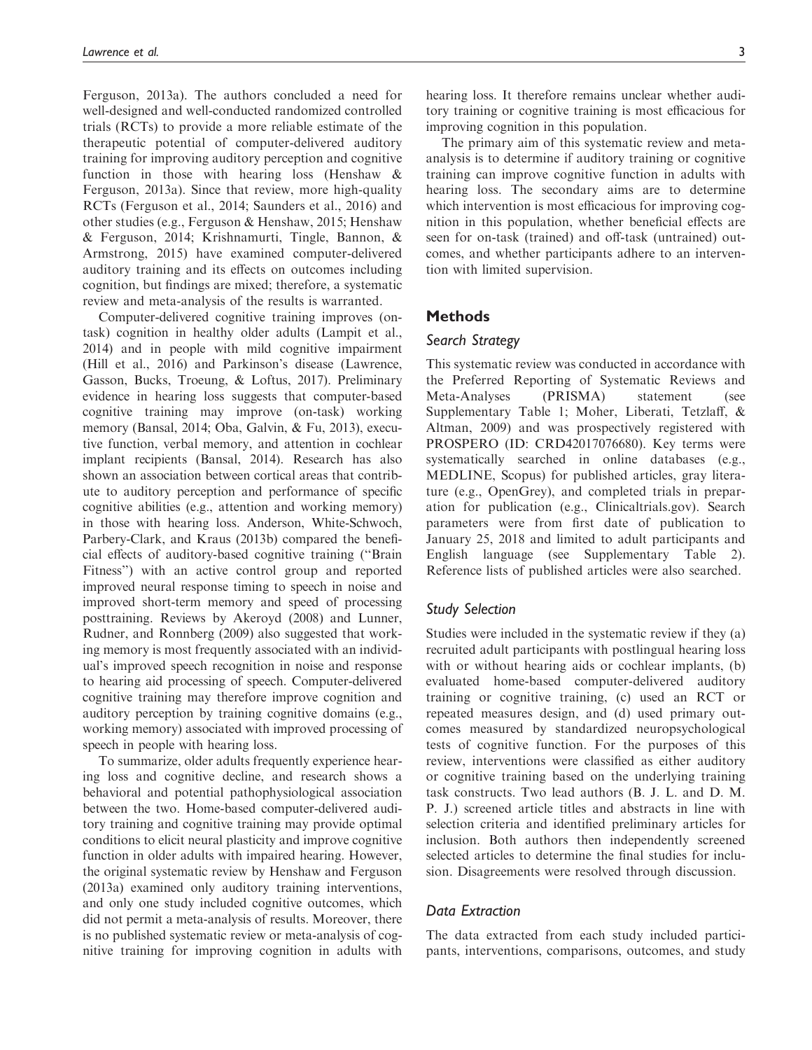Ferguson, 2013a). The authors concluded a need for well-designed and well-conducted randomized controlled trials (RCTs) to provide a more reliable estimate of the therapeutic potential of computer-delivered auditory training for improving auditory perception and cognitive function in those with hearing loss (Henshaw & Ferguson, 2013a). Since that review, more high-quality RCTs (Ferguson et al., 2014; Saunders et al., 2016) and other studies (e.g., Ferguson & Henshaw, 2015; Henshaw & Ferguson, 2014; Krishnamurti, Tingle, Bannon, & Armstrong, 2015) have examined computer-delivered auditory training and its effects on outcomes including cognition, but findings are mixed; therefore, a systematic review and meta-analysis of the results is warranted.

Computer-delivered cognitive training improves (on-task) cognition in healthy older adults (Lampit et al., 2014) and in people with mild cognitive impairment (Hill et al., 2016) and Parkinson's disease (Lawrence, Gasson, Bucks, Troeung, & Loftus, 2017). Preliminary evidence in hearing loss suggests that computer-based cognitive training may improve (on-task) working memory (Bansal, 2014; Oba, Galvin, & Fu, 2013), executive function, verbal memory, and attention in cochlear implant recipients (Bansal, 2014). Research has also shown an association between cortical areas that contribute to auditory perception and performance of specific cognitive abilities (e.g., attention and working memory) in those with hearing loss. Anderson, White-Schwoch, Parbery-Clark, and Kraus (2013b) compared the beneficial effects of auditory-based cognitive training ("Brain Fitness") with an active control group and reported improved neural response timing to speech in noise and improved short-term memory and speed of processing posttraining. Reviews by Akeroyd (2008) and Lunner, Rudner, and Ronnberg (2009) also suggested that working memory is most frequently associated with an individual's improved speech recognition in noise and response to hearing aid processing of speech. Computer-delivered cognitive training may therefore improve cognition and auditory perception by training cognitive domains (e.g., working memory) associated with improved processing of speech in people with hearing loss.

To summarize, older adults frequently experience hearing loss and cognitive decline, and research shows a behavioral and potential pathophysiological association between the two. Home-based computer-delivered auditory training and cognitive training may provide optimal conditions to elicit neural plasticity and improve cognitive function in older adults with impaired hearing. However, the original systematic review by Henshaw and Ferguson (2013a) examined only auditory training interventions, and only one study included cognitive outcomes, which did not permit a meta-analysis of results. Moreover, there is no published systematic review or meta-analysis of cognitive training for improving cognition in adults with hearing loss. It therefore remains unclear whether auditory training or cognitive training is most efficacious for improving cognition in this population.

The primary aim of this systematic review and meta-analysis is to determine if auditory training or cognitive training can improve cognitive function in adults with hearing loss. The secondary aims are to determine which intervention is most efficacious for improving cognition in this population, whether beneficial effects are seen for on-task (trained) and off-task (untrained) outcomes, and whether participants adhere to an intervention with limited supervision.

## Methods

### Search Strategy

This systematic review was conducted in accordance with the Preferred Reporting of Systematic Reviews and Meta-Analyses (PRISMA) statement (see Supplementary Table 1; Moher, Liberati, Tetzlaff, & Altman, 2009) and was prospectively registered with PROSPERO (ID: CRD42017076680). Key terms were systematically searched in online databases (e.g., MEDLINE, Scopus) for published articles, gray literature (e.g., OpenGrey), and completed trials in preparation for publication (e.g., Clinicaltrials.gov). Search parameters were from first date of publication to January 25, 2018 and limited to adult participants and English language (see Supplementary Table 2). Reference lists of published articles were also searched.

### Study Selection

Studies were included in the systematic review if they (a) recruited adult participants with postlingual hearing loss with or without hearing aids or cochlear implants, (b) evaluated home-based computer-delivered auditory training or cognitive training, (c) used an RCT or repeated measures design, and (d) used primary outcomes measured by standardized neuropsychological tests of cognitive function. For the purposes of this review, interventions were classified as either auditory or cognitive training based on the underlying training task constructs. Two lead authors (B. J. L. and D. M. P. J.) screened article titles and abstracts in line with selection criteria and identified preliminary articles for inclusion. Both authors then independently screened selected articles to determine the final studies for inclusion. Disagreements were resolved through discussion.

### Data Extraction

The data extracted from each study included participants, interventions, comparisons, outcomes, and study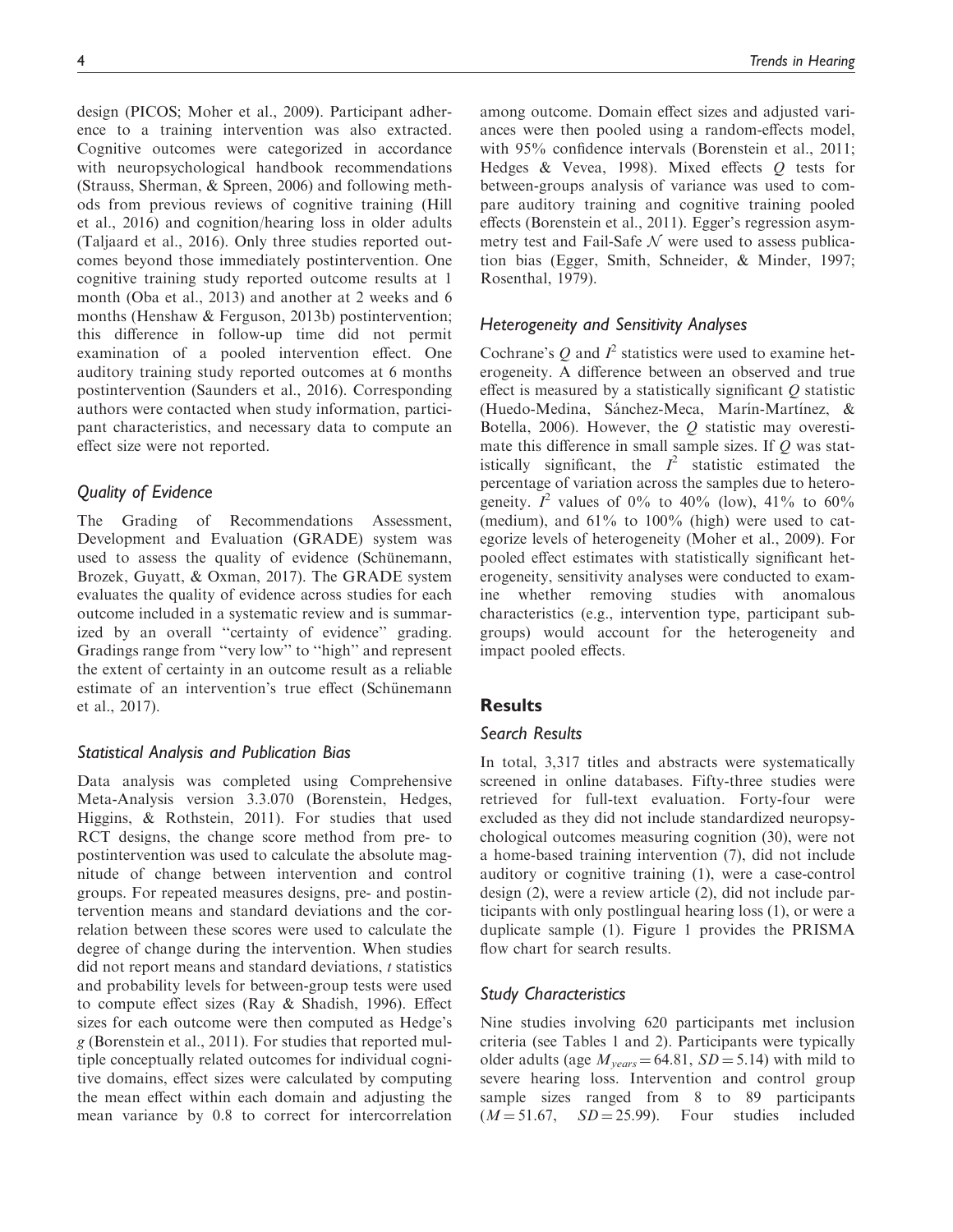design (PICOS; Moher et al., 2009). Participant adherence to a training intervention was also extracted. Cognitive outcomes were categorized in accordance with neuropsychological handbook recommendations (Strauss, Sherman, & Spreen, 2006) and following methods from previous reviews of cognitive training (Hill et al., 2016) and cognition/hearing loss in older adults (Taljaard et al., 2016). Only three studies reported outcomes beyond those immediately postintervention. One cognitive training study reported outcome results at 1 month (Oba et al., 2013) and another at 2 weeks and 6 months (Henshaw & Ferguson, 2013b) postintervention; this difference in follow-up time did not permit examination of a pooled intervention effect. One auditory training study reported outcomes at 6 months postintervention (Saunders et al., 2016). Corresponding authors were contacted when study information, participant characteristics, and necessary data to compute an effect size were not reported.

### Quality of Evidence

The Grading of Recommendations Assessment, Development and Evaluation (GRADE) system was used to assess the quality of evidence (Schünemann, Brozek, Guyatt, & Oxman, 2017). The GRADE system evaluates the quality of evidence across studies for each outcome included in a systematic review and is summarized by an overall "certainty of evidence" grading. Gradings range from "very low" to "high" and represent the extent of certainty in an outcome result as a reliable estimate of an intervention's true effect (Schünemann et al., 2017).

### Statistical Analysis and Publication Bias

Data analysis was completed using Comprehensive Meta-Analysis version 3.3.070 (Borenstein, Hedges, Higgins, & Rothstein, 2011). For studies that used RCT designs, the change score method from pre- to postintervention was used to calculate the absolute magnitude of change between intervention and control groups. For repeated measures designs, pre- and postintervention means and standard deviations and the correlation between these scores were used to calculate the degree of change during the intervention. When studies did not report means and standard deviations, $t$ statistics and probability levels for between-group tests were used to compute effect sizes (Ray & Shadish, 1996). Effect sizes for each outcome were then computed as Hedge's $g$ (Borenstein et al., 2011). For studies that reported multiple conceptually related outcomes for individual cognitive domains, effect sizes were calculated by computing the mean effect within each domain and adjusting the mean variance by 0.8 to correct for intercorrelation among outcome. Domain effect sizes and adjusted variances were then pooled using a random-effects model, with 95% confidence intervals (Borenstein et al., 2011; Hedges & Vevea, 1998). Mixed effects $Q$ tests for between-groups analysis of variance was used to compare auditory training and cognitive training pooled effects (Borenstein et al., 2011). Egger's regression asymmetry test and Fail-Safe $\mathcal{N}$ were used to assess publication bias (Egger, Smith, Schneider, & Minder, 1997; Rosenthal, 1979).

### Heterogeneity and Sensitivity Analyses

Cochrane's $Q$ and $I^2$ statistics were used to examine heterogeneity. A difference between an observed and true effect is measured by a statistically significant $Q$ statistic (Huedo-Medina, Sánchez-Meca, Marín-Martínez, & Botella, 2006). However, the $Q$ statistic may overestimate this difference in small sample sizes. If $Q$ was statistically significant, the $I^2$ statistic estimated the percentage of variation across the samples due to heterogeneity. $I^2$ values of 0% to 40% (low), 41% to 60% (medium), and 61% to 100% (high) were used to categorize levels of heterogeneity (Moher et al., 2009). For pooled effect estimates with statistically significant heterogeneity, sensitivity analyses were conducted to examine whether removing studies with anomalous characteristics (e.g., intervention type, participant subgroups) would account for the heterogeneity and impact pooled effects.

## Results

### Search Results

In total, 3,317 titles and abstracts were systematically screened in online databases. Fifty-three studies were retrieved for full-text evaluation. Forty-four were excluded as they did not include standardized neuropsychological outcomes measuring cognition (30), were not a home-based training intervention (7), did not include auditory or cognitive training (1), were a case-control design (2), were a review article (2), did not include participants with only postlingual hearing loss (1), or were a duplicate sample (1). Figure 1 provides the PRISMA flow chart for search results.

### Study Characteristics

Nine studies involving 620 participants met inclusion criteria (see Tables 1 and 2). Participants were typically older adults (age $M_{years} = 64.81$, $SD = 5.14$) with mild to severe hearing loss. Intervention and control group sample sizes ranged from 8 to 89 participants ($M = 51.67$, $SD = 25.99$). Four studies included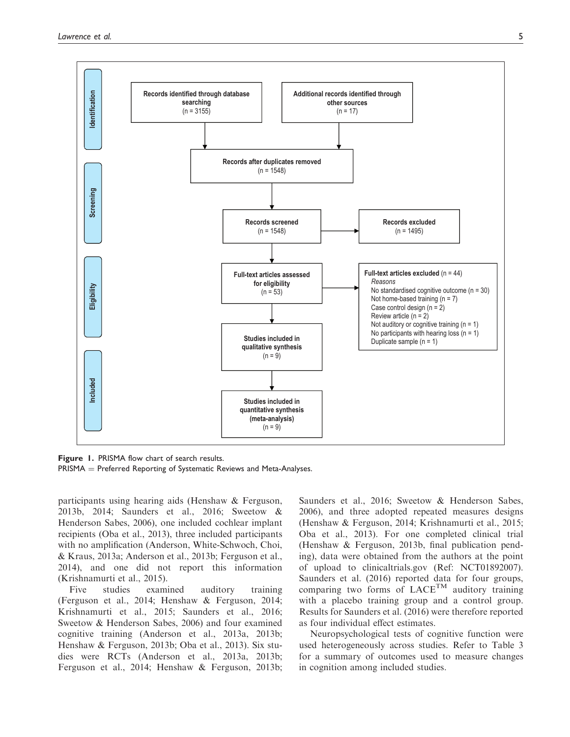**Identification**

- **Records identified through database searching** (n = 3155)
- **Additional records identified through other sources** (n = 17)

**Screening**

- **Records after duplicates removed** (n = 1548)
- **Records screened** (n = 1548)
- **Records excluded** (n = 1495)

**Eligibility**

- **Full-text articles assessed for eligibility** (n = 53)
- **Full-text articles excluded** (n = 44)
  - *Reasons*
  - No standardised cognitive outcome (n = 30)
  - Not home-based training (n = 7)
  - Case control design (n = 2)
  - Review article (n = 2)
  - Not auditory or cognitive training (n = 1)
  - No participants with hearing loss (n = 1)
  - Duplicate sample (n = 1)

**Included**

- **Studies included in qualitative synthesis** (n = 9)
- **Studies included in quantitative synthesis (meta-analysis)** (n = 9)

**Figure 1.** PRISMA flow chart of search results.
PRISMA = Preferred Reporting of Systematic Reviews and Meta-Analyses.

participants using hearing aids (Henshaw & Ferguson, 2013b, 2014; Saunders et al., 2016; Sweetow & Henderson Sabes, 2006), one included cochlear implant recipients (Oba et al., 2013), three included participants with no amplification (Anderson, White-Schwoch, Choi, & Kraus, 2013a; Anderson et al., 2013b; Ferguson et al., 2014), and one did not report this information (Krishnamurti et al., 2015).

Five studies examined auditory training (Ferguson et al., 2014; Henshaw & Ferguson, 2014; Krishnamurti et al., 2015; Saunders et al., 2016; Sweetow & Henderson Sabes, 2006) and four examined cognitive training (Anderson et al., 2013a, 2013b; Henshaw & Ferguson, 2013b; Oba et al., 2013). Six studies were RCTs (Anderson et al., 2013a, 2013b; Ferguson et al., 2014; Henshaw & Ferguson, 2013b; Saunders et al., 2016; Sweetow & Henderson Sabes, 2006), and three adopted repeated measures designs (Henshaw & Ferguson, 2014; Krishnamurti et al., 2015; Oba et al., 2013). For one completed clinical trial (Henshaw & Ferguson, 2013b, final publication pending), data were obtained from the authors at the point of upload to clinicaltrials.gov (Ref: NCT01892007). Saunders et al. (2016) reported data for four groups, comparing two forms of LACE™ auditory training with a placebo training group and a control group. Results for Saunders et al. (2016) were therefore reported as four individual effect estimates.

Neuropsychological tests of cognitive function were used heterogeneously across studies. Refer to Table 3 for a summary of outcomes used to measure changes in cognition among included studies.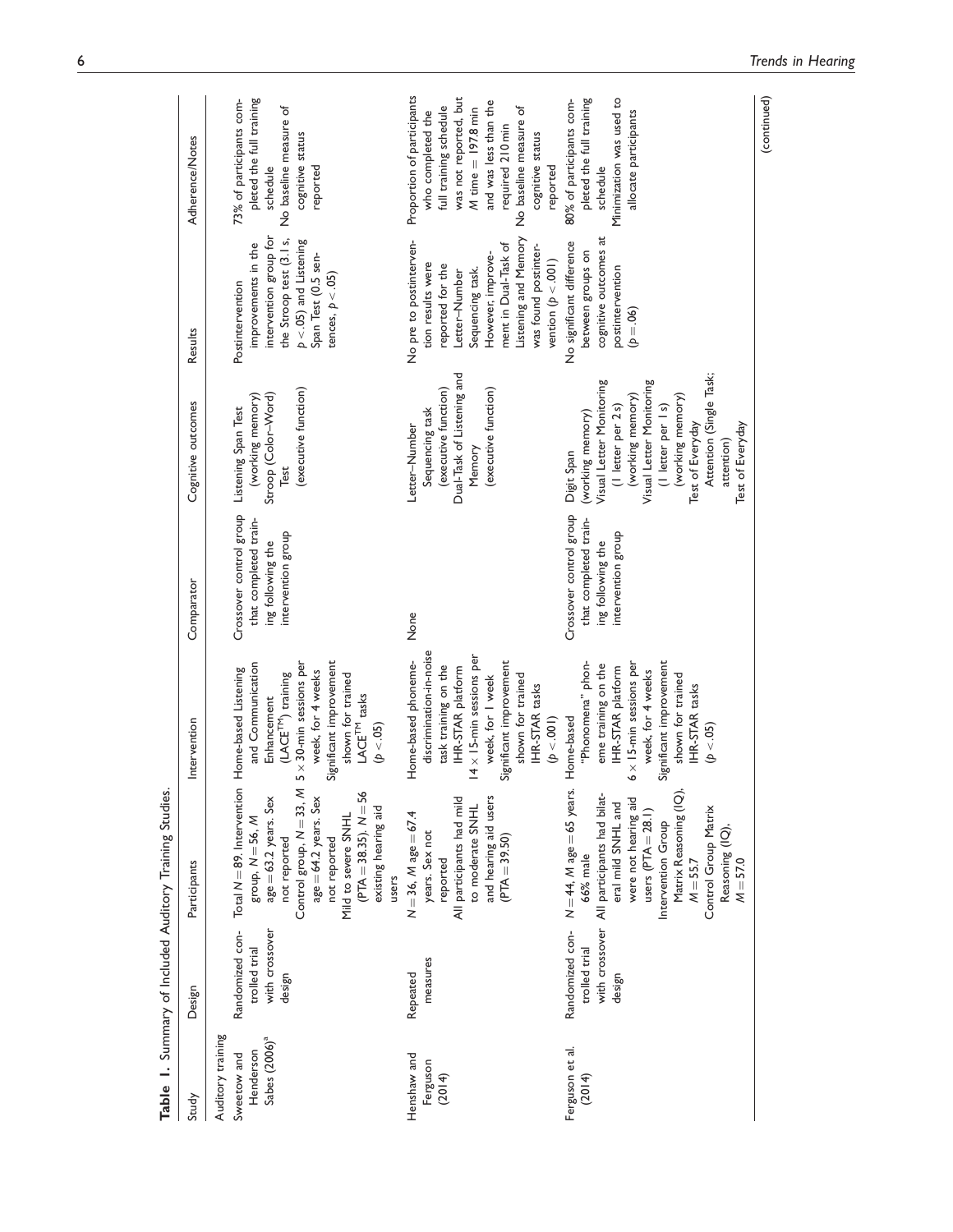**Table 1.** Summary of Included Auditory Training Studies.

| Study | Design | Participants | Intervention | Comparator | Cognitive outcomes | Results | Adherence/Notes |
|---|---|---|---|---|---|---|---|
| Auditory training | | | | | | | |
| Sweetow and Henderson Sabes (2006)[a] | Randomized controlled trial with crossover design | Total $N = 89$. Intervention group, $N = 56$, $M$ age $= 63.2$ years. Sex not reported. Control group, $N = 33$, $M$ age $= 64.2$ years. Sex not reported. Mild to severe SNHL (PTA $= 38.35$). $N = 56$ existing hearing aid users | Home-based Listening and Communication Enhancement (LACE™) training $5 \times 30$-min sessions per week, for 4 weeks. Significant improvement shown for trained LACE™ tasks ($p < .05$) | Crossover control group that completed training following the intervention group | Listening Span Test (working memory) Stroop (Color–Word) Test (executive function) | Postintervention improvements in the intervention group for the Stroop test (3.1 s, $p < .05$) and Listening Span Test (0.5 sentences, $p < .05$) | 73% of participants completed the full training schedule. No baseline measure of cognitive status reported |
| Henshaw and Ferguson (2014) | Repeated measures | $N = 36$, $M$ age $= 67.4$ years. Sex not reported. All participants had mild to moderate SNHL and hearing aid users (PTA $= 39.50$) | Home-based phoneme-discrimination-in-noise task training on the IHR-STAR platform $14 \times 15$-min sessions per week, for 1 week. Significant improvement shown for trained IHR-STAR tasks ($p < .001$) | None | Letter–Number Sequencing task (executive function) Dual-Task of Listening and Memory (executive function) | No pre to postintervention results were reported for the Letter–Number Sequencing task. However, improvement in Dual-Task of Listening and Memory was found postintervention ($p < .001$) | Proportion of participants who completed the full training schedule was not reported, but $M$ time $= 197.8$ min and was less than the required 210 min. No baseline measure of cognitive status reported |
| Ferguson et al. (2014) | Randomized controlled trial with crossover design | $N = 44$, $M$ age $= 65$ years. 66% male. All participants had bilateral mild SNHL and were not hearing aid users (PTA $= 28.1$). Intervention Group Matrix Reasoning (IQ), $M = 55.7$. Control Group Matrix Reasoning (IQ), $M = 57.0$ | Home-based "Phonomena" phoneme training on the IHR-STAR platform $6 \times 15$-min sessions per week, for 4 weeks. Significant improvement shown for trained IHR-STAR tasks ($p < .05$) | Crossover control group that completed training following the intervention group | Digit Span (working memory) Visual Letter Monitoring (1 letter per 2 s) (working memory) Visual Letter Monitoring (1 letter per 1 s) (working memory) Test of Everyday Attention (Single Task; attention) Test of Everyday | No significant difference between groups on cognitive outcomes at postintervention ($p = .06$) | 80% of participants completed the full training schedule. Minimization was used to allocate participants |

(continued)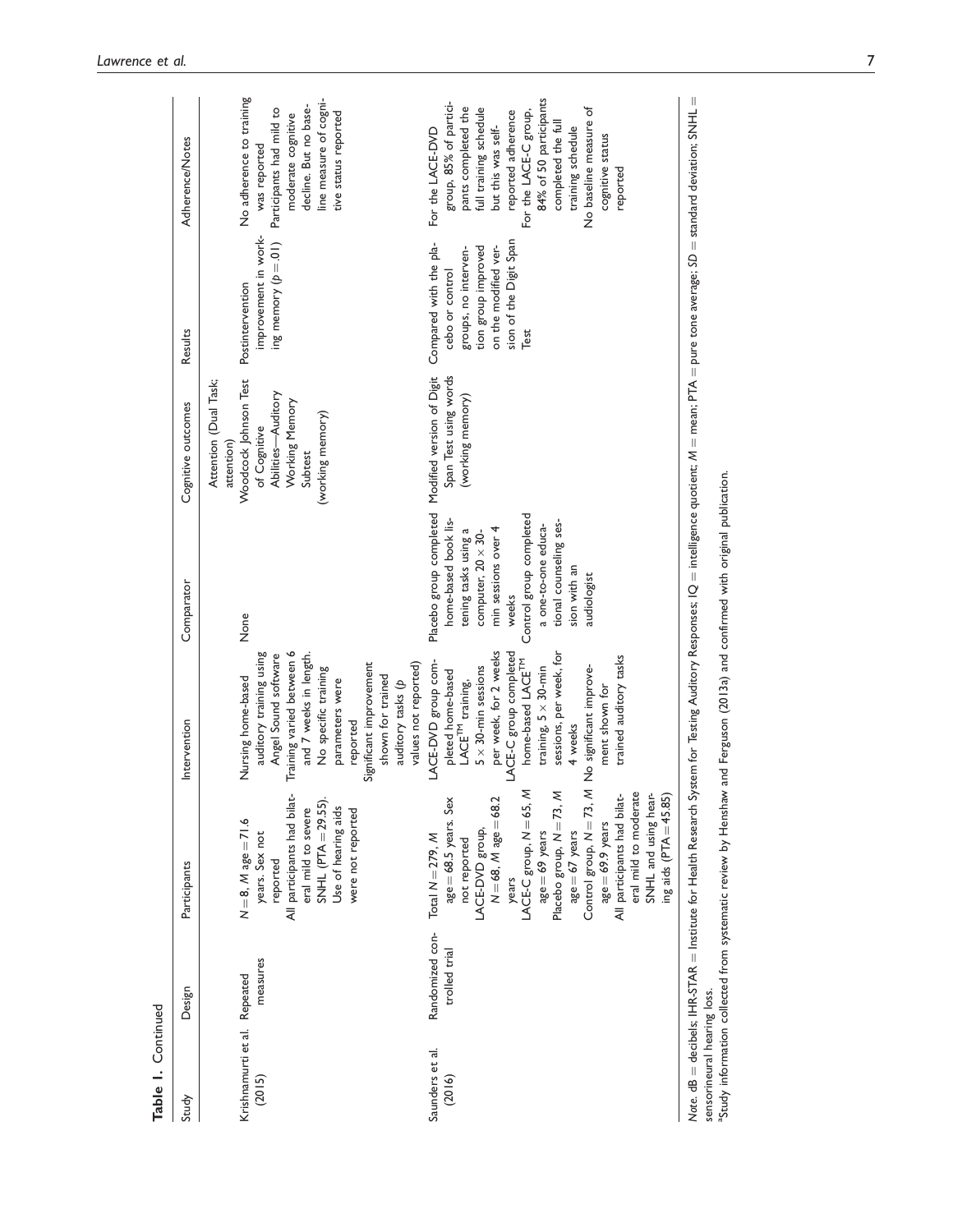**Table 1.** Continued

| Study | Design | Participants | Intervention | Comparator | Cognitive outcomes | Results | Adherence/Notes |
|---|---|---|---|---|---|---|---|
| | | | | | Attention (Dual Task; attention) | | |
| Krishnamurti et al. (2015) | Repeated measures | $N = 8$, $M$ age = 71.6 years. Sex not reported<br>All participants had bilateral mild to severe SNHL (PTA = 29.55). Use of hearing aids were not reported | Nursing home-based auditory training using Angel Sound software<br>Training varied between 6 and 7 weeks in length. No specific training parameters were reported<br>Significant improvement shown for trained auditory tasks ($p$ values not reported) | None | Woodcock Johnson Test of Cognitive Abilities—Auditory Working Memory Subtest (working memory) | Postintervention improvement in working memory ($p = .01$) | No adherence to training was reported<br>Participants had mild to moderate cognitive decline. But no baseline measure of cognitive status reported |
| Saunders et al. (2016) | Randomized controlled trial | Total $N = 279$, $M$ age = 68.5 years. Sex not reported<br>LACE-DVD group, $N = 68$, $M$ age = 68.2 years<br>LACE-C group, $N = 65$, $M$ age = 69 years<br>Placebo group, $N = 73$, $M$ age = 67 years<br>Control group, $N = 73$, $M$ age = 69.9 years<br>All participants had bilateral mild to moderate SNHL and using hearing aids (PTA = 45.85) | LACE-DVD group completed home-based LACE™ training, 5 × 30-min sessions per week, for 2 weeks<br>LACE-C group completed home-based LACE™ training, 5 × 30-min sessions, per week, for 4 weeks<br>No significant improvement shown for trained auditory tasks | Placebo group completed home-based book listening tasks using a computer, 20 × 30-min sessions over 4 weeks<br>Control group completed a one-to-one educational counseling session with an audiologist | Modified version of Digit Span Test using words (working memory) | Compared with the placebo or control groups, no intervention group improved on the modified version of the Digit Span Test | For the LACE-DVD group, 85% of participants completed the full training schedule but this was self-reported adherence<br>For the LACE-C group, 84% of 50 participants completed the full training schedule<br>No baseline measure of cognitive status reported |

*Note.* dB = decibels; IHR-STAR = Institute for Health Research System for Testing Auditory Responses; IQ = intelligence quotient; $M$ = mean; PTA = pure tone average; $SD$ = standard deviation; SNHL = sensorineural hearing loss.
[a]Study information collected from systematic review by Henshaw and Ferguson (2013a) and confirmed with original publication.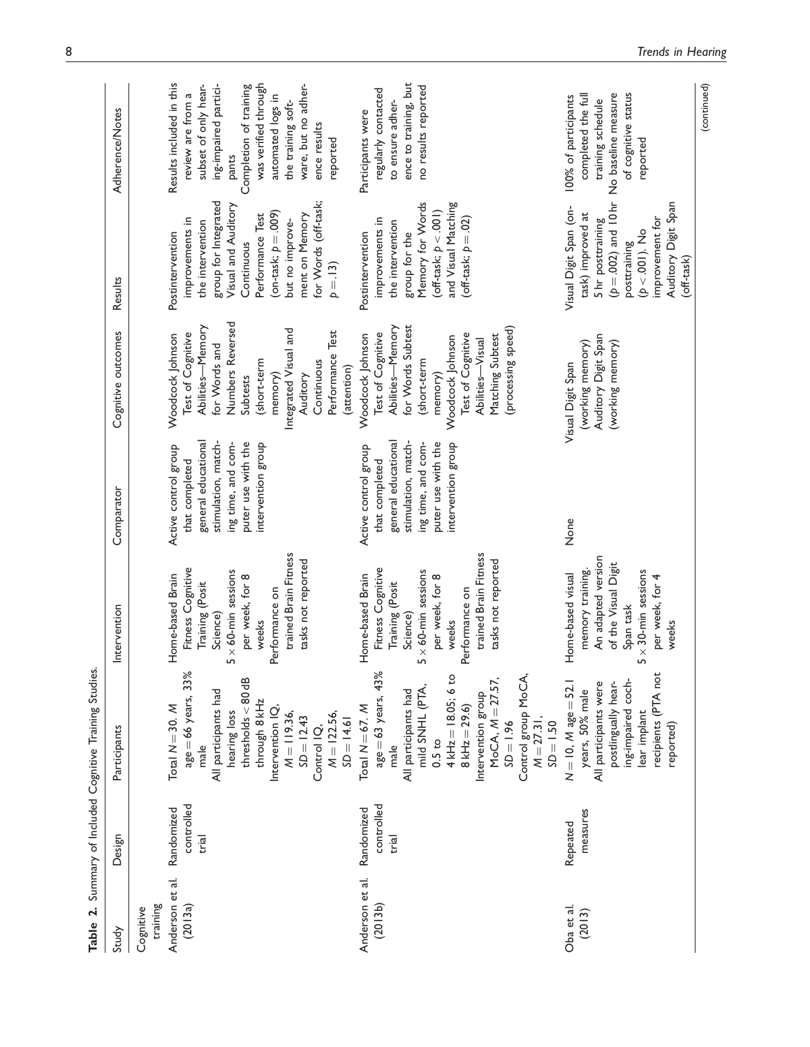**Table 2.** Summary of Included Cognitive Training Studies.

| Study | Design | Participants | Intervention | Comparator | Cognitive outcomes | Results | Adherence/Notes |
|---|---|---|---|---|---|---|---|
| Cognitive training | | | | | | | |
| Anderson et al. (2013a) | Randomized controlled trial | Total $N = 30$. $M$ age = 66 years, 33% male<br>All participants had hearing loss thresholds < 80 dB through 8 kHz<br>Intervention IQ, $M = 119.36$, $SD = 12.43$<br>Control IQ, $M = 122.56$, $SD = 14.61$ | Home-based Brain Fitness Cognitive Training (Posit Science)<br>5 × 60-min sessions per week, for 8 weeks<br>Performance on trained Brain Fitness tasks not reported | Active control group that completed general educational stimulation, matching time, and computer use with the intervention group | Woodcock Johnson Test of Cognitive Abilities—Memory for Words and Numbers Reversed Subtests (short-term memory)<br>Integrated Visual and Auditory Continuous Performance Test (attention) | Postintervention improvements in the intervention group for Integrated Visual and Auditory Continuous Performance Test (on-task; $p = .009$) but no improvement on Memory for Words (off-task; $p = .13$) | Results included in this review are from a subset of only hearing-impaired participants<br>Completion of training was verified through automated logs in the training software, but no adherence results reported |
| Anderson et al. (2013b) | Randomized controlled trial | Total $N = 67$. $M$ age = 63 years, 43% male<br>All participants had mild SNHL (PTA, 0.5 to 4 kHz = 18.05; 6 to 8 kHz = 29.6)<br>Intervention group MoCA, $M = 27.57$, $SD = 1.96$<br>Control group MoCA, $M = 27.31$, $SD = 1.50$ | Home-based Brain Fitness Cognitive Training (Posit Science)<br>5 × 60-min sessions per week, for 8 weeks<br>Performance on trained Brain Fitness tasks not reported | Active control group that completed general educational stimulation, matching time, and computer use with the intervention group | Woodcock Johnson Test of Cognitive Abilities—Memory for Words Subtest (short-term memory)<br>Woodcock Johnson Test of Cognitive Abilities—Visual Matching Subtest (processing speed) | Postintervention improvements in the intervention group for the Memory for Words (off-task; $p < .001$) and Visual Matching (off-task; $p = .02$) | Participants were regularly contacted to ensure adherence to training, but no results reported |
| Oba et al. (2013) | Repeated measures | $N = 10$, $M$ age = 52.1 years, 50% male<br>All participants were postlingually hearing-impaired cochlear implant recipients (PTA not reported) | Home-based visual memory training. An adapted version of the Visual Digit Span task<br>5 × 30-min sessions per week, for 4 weeks | None | Visual Digit Span (working memory)<br>Auditory Digit Span (working memory) | Visual Digit Span (on-task) improved at 5 hr posttraining ($p = .002$) and 10 hr posttraining ($p < .001$). No improvement for Auditory Digit Span (off-task) | 100% of participants completed the full training schedule<br>No baseline measure of cognitive status reported |

(continued)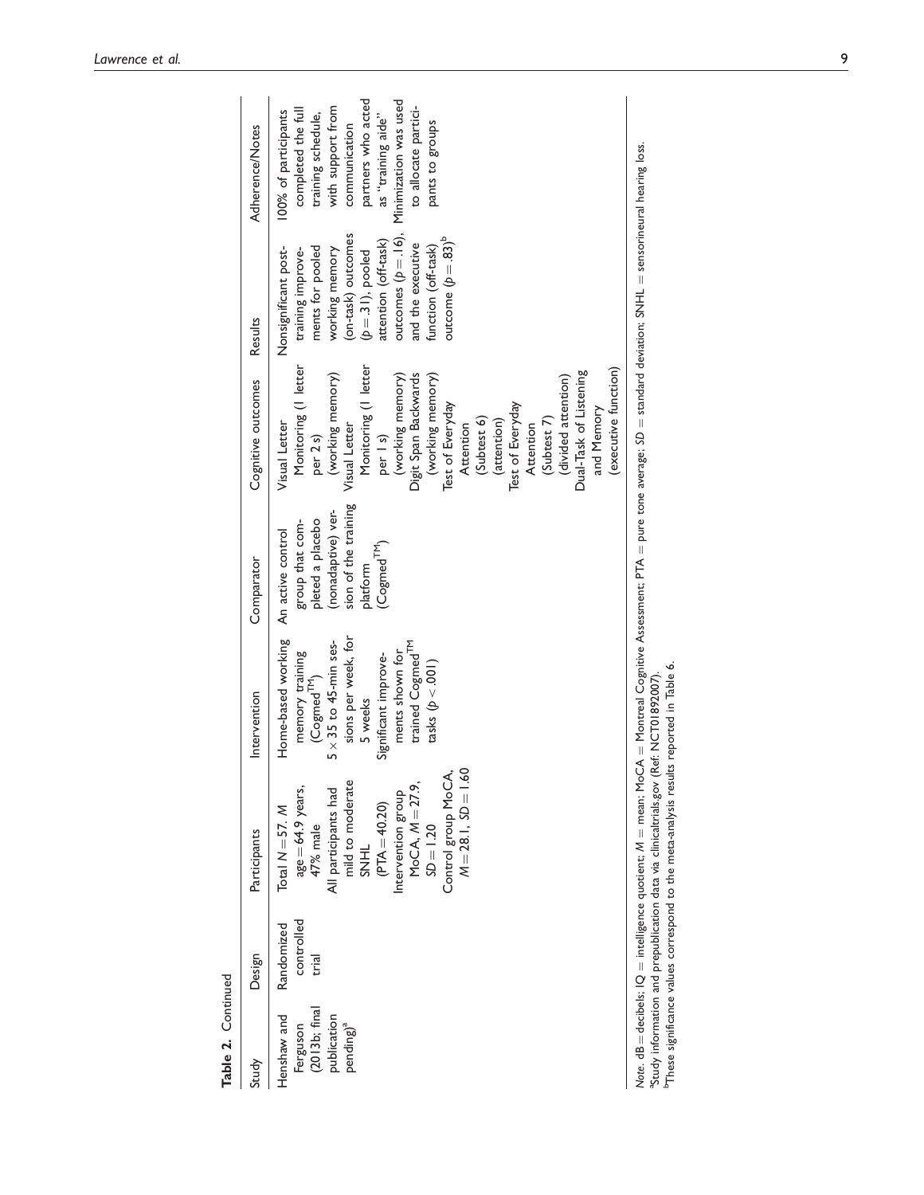**Table 2.** Continued

| Study | Design | Participants | Intervention | Comparator | Cognitive outcomes | Results | Adherence/Notes |
|---|---|---|---|---|---|---|---|
| Henshaw and Ferguson (2013b; final publication pending)[a] | Randomized controlled trial | Total $N = 57$. $M$ age $= 64.9$ years, 47% male<br>All participants had mild to moderate SNHL ($PTA = 40.20$)<br>Intervention group MoCA, $M = 27.9$, $SD = 1.20$<br>Control group MoCA, $M = 28.1$, $SD = 1.60$ | Home-based working memory training (Cogmed™)<br>$5 \times 35$ to 45-min sessions per week, for 5 weeks<br>Significant improvements shown for trained Cogmed™ tasks ($p < .001$) | An active control group that completed a placebo (nonadaptive) version of the training platform (Cogmed™) | Visual Letter Monitoring (1 letter per 2 s) (working memory)<br>Visual Letter Monitoring (1 letter per 1 s) (working memory)<br>Digit Span Backwards (working memory)<br>Test of Everyday Attention (Subtest 6) (attention)<br>Test of Everyday Attention (Subtest 7) (divided attention)<br>Dual-Task of Listening and Memory (executive function) | Nonsignificant post-training improvements for pooled working memory (on-task) outcomes ($p = .31$), pooled attention (off-task) outcomes ($p = .16$), and the executive function (off-task) outcome ($p = .83$)[b] | 100% of participants completed the full training schedule, with support from communication partners who acted as "training aide"<br>Minimization was used to allocate participants to groups |

*Note.* dB = decibels; IQ = intelligence quotient; $M$ = mean; MoCA = Montreal Cognitive Assessment; PTA = pure tone average; $SD$ = standard deviation; SNHL = sensorineural hearing loss.
[a]Study information and prepublication data via clinicaltrials.gov (Ref: NCT01892007).
[b]These significance values correspond to the meta-analysis results reported in Table 6.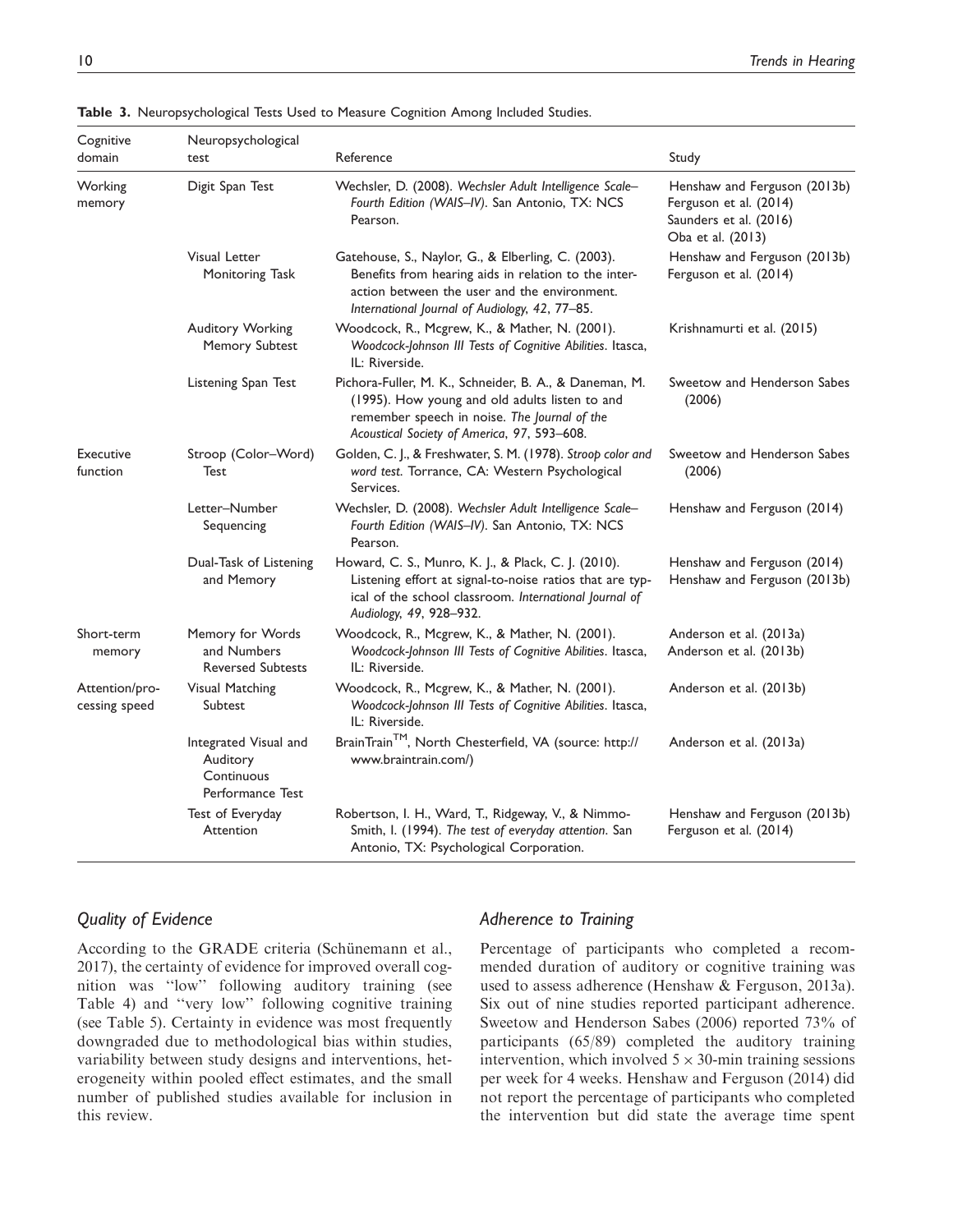**Table 3.** Neuropsychological Tests Used to Measure Cognition Among Included Studies.

| Cognitive domain | Neuropsychological test | Reference | Study |
|---|---|---|---|
| Working memory | Digit Span Test | Wechsler, D. (2008). *Wechsler Adult Intelligence Scale–Fourth Edition (WAIS–IV)*. San Antonio, TX: NCS Pearson. | Henshaw and Ferguson (2013b) Ferguson et al. (2014) Saunders et al. (2016) Oba et al. (2013) |
| | Visual Letter Monitoring Task | Gatehouse, S., Naylor, G., & Elberling, C. (2003). Benefits from hearing aids in relation to the interaction between the user and the environment. *International Journal of Audiology, 42*, 77–85. | Henshaw and Ferguson (2013b) Ferguson et al. (2014) |
| | Auditory Working Memory Subtest | Woodcock, R., Mcgrew, K., & Mather, N. (2001). *Woodcock-Johnson III Tests of Cognitive Abilities*. Itasca, IL: Riverside. | Krishnamurti et al. (2015) |
| | Listening Span Test | Pichora-Fuller, M. K., Schneider, B. A., & Daneman, M. (1995). How young and old adults listen to and remember speech in noise. *The Journal of the Acoustical Society of America, 97*, 593–608. | Sweetow and Henderson Sabes (2006) |
| Executive function | Stroop (Color–Word) Test | Golden, C. J., & Freshwater, S. M. (1978). *Stroop color and word test*. Torrance, CA: Western Psychological Services. | Sweetow and Henderson Sabes (2006) |
| | Letter–Number Sequencing | Wechsler, D. (2008). *Wechsler Adult Intelligence Scale–Fourth Edition (WAIS–IV)*. San Antonio, TX: NCS Pearson. | Henshaw and Ferguson (2014) |
| | Dual-Task of Listening and Memory | Howard, C. S., Munro, K. J., & Plack, C. J. (2010). Listening effort at signal-to-noise ratios that are typical of the school classroom. *International Journal of Audiology, 49*, 928–932. | Henshaw and Ferguson (2014) Henshaw and Ferguson (2013b) |
| Short-term memory | Memory for Words and Numbers Reversed Subtests | Woodcock, R., Mcgrew, K., & Mather, N. (2001). *Woodcock-Johnson III Tests of Cognitive Abilities*. Itasca, IL: Riverside. | Anderson et al. (2013a) Anderson et al. (2013b) |
| Attention/processing speed | Visual Matching Subtest | Woodcock, R., Mcgrew, K., & Mather, N. (2001). *Woodcock-Johnson III Tests of Cognitive Abilities*. Itasca, IL: Riverside. | Anderson et al. (2013b) |
| | Integrated Visual and Auditory Continuous Performance Test | BrainTrain™, North Chesterfield, VA (source: http://www.braintrain.com/) | Anderson et al. (2013a) |
| | Test of Everyday Attention | Robertson, I. H., Ward, T., Ridgeway, V., & Nimmo-Smith, I. (1994). *The test of everyday attention*. San Antonio, TX: Psychological Corporation. | Henshaw and Ferguson (2013b) Ferguson et al. (2014) |

### *Quality of Evidence*

According to the GRADE criteria (Schünemann et al., 2017), the certainty of evidence for improved overall cognition was "low" following auditory training (see Table 4) and "very low" following cognitive training (see Table 5). Certainty in evidence was most frequently downgraded due to methodological bias within studies, variability between study designs and interventions, heterogeneity within pooled effect estimates, and the small number of published studies available for inclusion in this review.

### *Adherence to Training*

Percentage of participants who completed a recommended duration of auditory or cognitive training was used to assess adherence (Henshaw & Ferguson, 2013a). Six out of nine studies reported participant adherence. Sweetow and Henderson Sabes (2006) reported 73% of participants (65/89) completed the auditory training intervention, which involved $5 \times 30$-min training sessions per week for 4 weeks. Henshaw and Ferguson (2014) did not report the percentage of participants who completed the intervention but did state the average time spent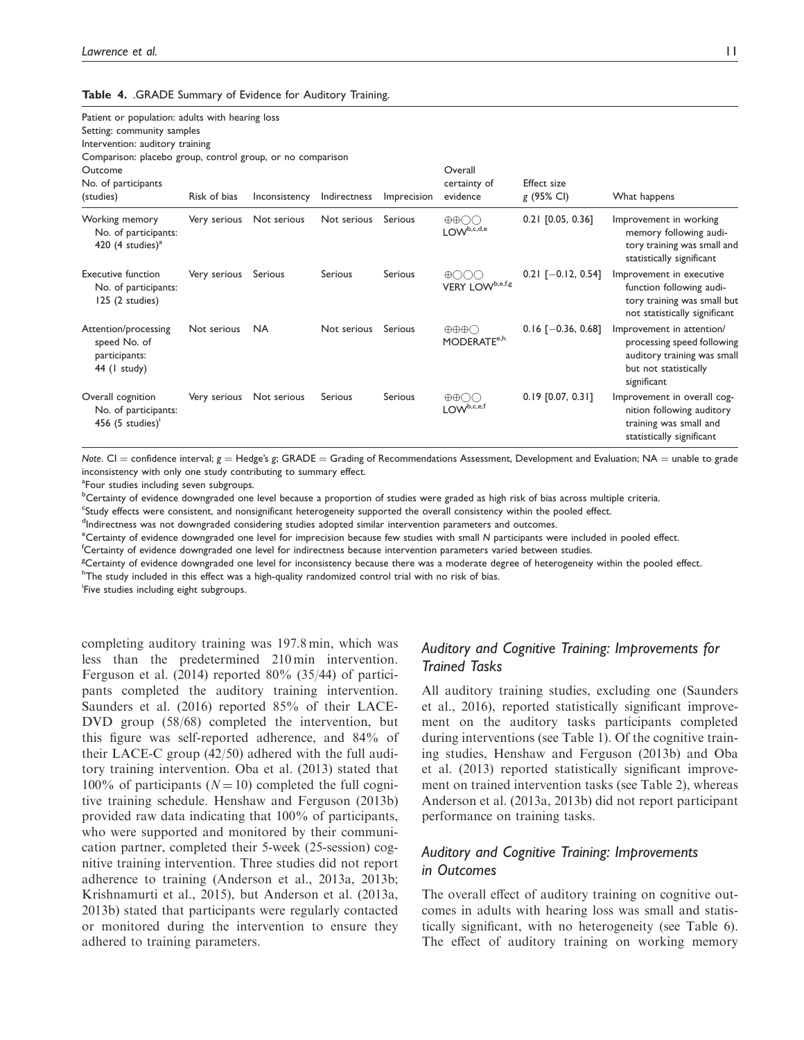**Table 4.** .GRADE Summary of Evidence for Auditory Training.

Patient or population: adults with hearing loss
Setting: community samples
Intervention: auditory training
Comparison: placebo group, control group, or no comparison

| Outcome No. of participants (studies) | Risk of bias | Inconsistency | Indirectness | Imprecision | Overall certainty of evidence | Effect size $g$ (95% CI) | What happens |
|---|---|---|---|---|---|---|---|
| Working memory No. of participants: 420 (4 studies)[a] | Very serious | Not serious | Not serious | Serious | ⊕⊕◯◯ LOW[b,c,d,e] | 0.21 [0.05, 0.36] | Improvement in working memory following auditory training was small and statistically significant |
| Executive function No. of participants: 125 (2 studies) | Very serious | Serious | Serious | Serious | ⊕◯◯◯ VERY LOW[b,e,f,g] | 0.21 [−0.12, 0.54] | Improvement in executive function following auditory training was small but not statistically significant |
| Attention/processing speed No. of participants: 44 (1 study) | Not serious | NA | Not serious | Serious | ⊕⊕⊕◯ MODERATE[e,h] | 0.16 [−0.36, 0.68] | Improvement in attention/ processing speed following auditory training was small but not statistically significant |
| Overall cognition No. of participants: 456 (5 studies)[i] | Very serious | Not serious | Serious | Serious | ⊕⊕◯◯ LOW[b,c,e,f] | 0.19 [0.07, 0.31] | Improvement in overall cognition following auditory training was small and statistically significant |

*Note.* CI = confidence interval; $g$ = Hedge's $g$; GRADE = Grading of Recommendations Assessment, Development and Evaluation; NA = unable to grade inconsistency with only one study contributing to summary effect.

[a]Four studies including seven subgroups.

[b]Certainty of evidence downgraded one level because a proportion of studies were graded as high risk of bias across multiple criteria.

[c]Study effects were consistent, and nonsignificant heterogeneity supported the overall consistency within the pooled effect.

[d]Indirectness was not downgraded considering studies adopted similar intervention parameters and outcomes.

[e]Certainty of evidence downgraded one level for imprecision because few studies with small $N$ participants were included in pooled effect.

[f]Certainty of evidence downgraded one level for indirectness because intervention parameters varied between studies.

[g]Certainty of evidence downgraded one level for inconsistency because there was a moderate degree of heterogeneity within the pooled effect.

[h]The study included in this effect was a high-quality randomized control trial with no risk of bias.

[i]Five studies including eight subgroups.

completing auditory training was 197.8 min, which was less than the predetermined 210 min intervention. Ferguson et al. (2014) reported 80% (35/44) of participants completed the auditory training intervention. Saunders et al. (2016) reported 85% of their LACE-DVD group (58/68) completed the intervention, but this figure was self-reported adherence, and 84% of their LACE-C group (42/50) adhered with the full auditory training intervention. Oba et al. (2013) stated that 100% of participants ($N = 10$) completed the full cognitive training schedule. Henshaw and Ferguson (2013b) provided raw data indicating that 100% of participants, who were supported and monitored by their communication partner, completed their 5-week (25-session) cognitive training intervention. Three studies did not report adherence to training (Anderson et al., 2013a, 2013b; Krishnamurti et al., 2015), but Anderson et al. (2013a, 2013b) stated that participants were regularly contacted or monitored during the intervention to ensure they adhered to training parameters.

## *Auditory and Cognitive Training: Improvements for Trained Tasks*

All auditory training studies, excluding one (Saunders et al., 2016), reported statistically significant improvement on the auditory tasks participants completed during interventions (see Table 1). Of the cognitive training studies, Henshaw and Ferguson (2013b) and Oba et al. (2013) reported statistically significant improvement on trained intervention tasks (see Table 2), whereas Anderson et al. (2013a, 2013b) did not report participant performance on training tasks.

## *Auditory and Cognitive Training: Improvements in Outcomes*

The overall effect of auditory training on cognitive outcomes in adults with hearing loss was small and statistically significant, with no heterogeneity (see Table 6). The effect of auditory training on working memory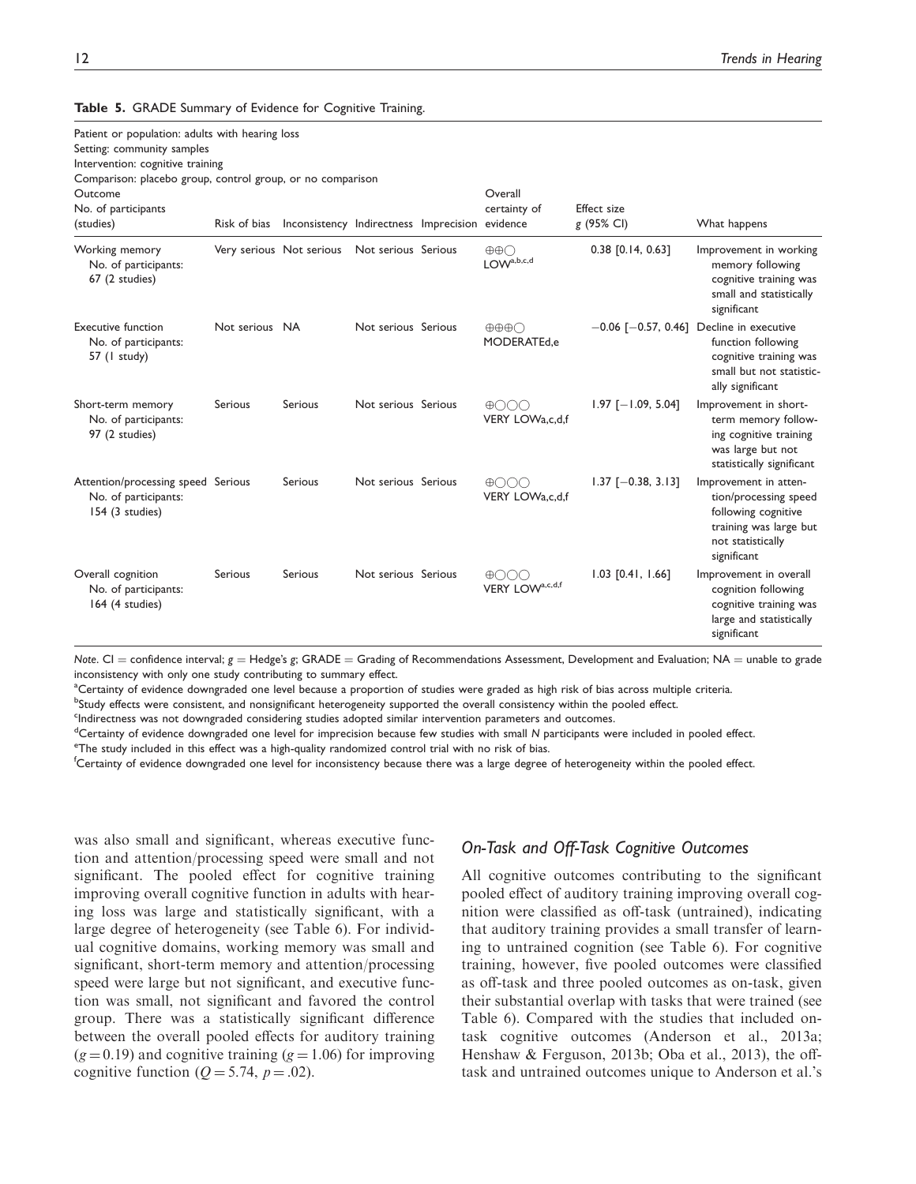**Table 5.** GRADE Summary of Evidence for Cognitive Training.

Patient or population: adults with hearing loss
Setting: community samples
Intervention: cognitive training
Comparison: placebo group, control group, or no comparison

| Outcome No. of participants (studies) | Risk of bias | Inconsistency | Indirectness | Imprecision | Overall certainty of evidence | Effect size g (95% CI) | What happens |
|---|---|---|---|---|---|---|---|
| Working memory No. of participants: 67 (2 studies) | Very serious | Not serious | Not serious | Serious | ⊕⊕◯ LOW[a,b,c,d] | 0.38 [0.14, 0.63] | Improvement in working memory following cognitive training was small and statistically significant |
| Executive function No. of participants: 57 (1 study) | Not serious | NA | Not serious | Serious | ⊕⊕⊕◯ MODERATE[d,e] | −0.06 [−0.57, 0.46] | Decline in executive function following cognitive training was small but not statistically significant |
| Short-term memory No. of participants: 97 (2 studies) | Serious | Serious | Not serious | Serious | ⊕◯◯◯ VERY LOW[a,c,d,f] | 1.97 [−1.09, 5.04] | Improvement in short-term memory following cognitive training was large but not statistically significant |
| Attention/processing speed No. of participants: 154 (3 studies) | Serious | Serious | Not serious | Serious | ⊕◯◯◯ VERY LOW[a,c,d,f] | 1.37 [−0.38, 3.13] | Improvement in attention/processing speed following cognitive training was large but not statistically significant |
| Overall cognition No. of participants: 164 (4 studies) | Serious | Serious | Not serious | Serious | ⊕◯◯◯ VERY LOW[a,c,d,f] | 1.03 [0.41, 1.66] | Improvement in overall cognition following cognitive training was large and statistically significant |

*Note.* CI = confidence interval; *g* = Hedge's *g*; GRADE = Grading of Recommendations Assessment, Development and Evaluation; NA = unable to grade inconsistency with only one study contributing to summary effect.

[a]Certainty of evidence downgraded one level because a proportion of studies were graded as high risk of bias across multiple criteria.

[b]Study effects were consistent, and nonsignificant heterogeneity supported the overall consistency within the pooled effect.

[c]Indirectness was not downgraded considering studies adopted similar intervention parameters and outcomes.

[d]Certainty of evidence downgraded one level for imprecision because few studies with small *N* participants were included in pooled effect.

[e]The study included in this effect was a high-quality randomized control trial with no risk of bias.

[f]Certainty of evidence downgraded one level for inconsistency because there was a large degree of heterogeneity within the pooled effect.

was also small and significant, whereas executive function and attention/processing speed were small and not significant. The pooled effect for cognitive training improving overall cognitive function in adults with hearing loss was large and statistically significant, with a large degree of heterogeneity (see Table 6). For individual cognitive domains, working memory was small and significant, short-term memory and attention/processing speed were large but not significant, and executive function was small, not significant and favored the control group. There was a statistically significant difference between the overall pooled effects for auditory training ($g = 0.19$) and cognitive training ($g = 1.06$) for improving cognitive function ($Q = 5.74$, $p = .02$).

### On-Task and Off-Task Cognitive Outcomes

All cognitive outcomes contributing to the significant pooled effect of auditory training improving overall cognition were classified as off-task (untrained), indicating that auditory training provides a small transfer of learning to untrained cognition (see Table 6). For cognitive training, however, five pooled outcomes were classified as off-task and three pooled outcomes as on-task, given their substantial overlap with tasks that were trained (see Table 6). Compared with the studies that included on-task cognitive outcomes (Anderson et al., 2013a; Henshaw & Ferguson, 2013b; Oba et al., 2013), the off-task and untrained outcomes unique to Anderson et al.'s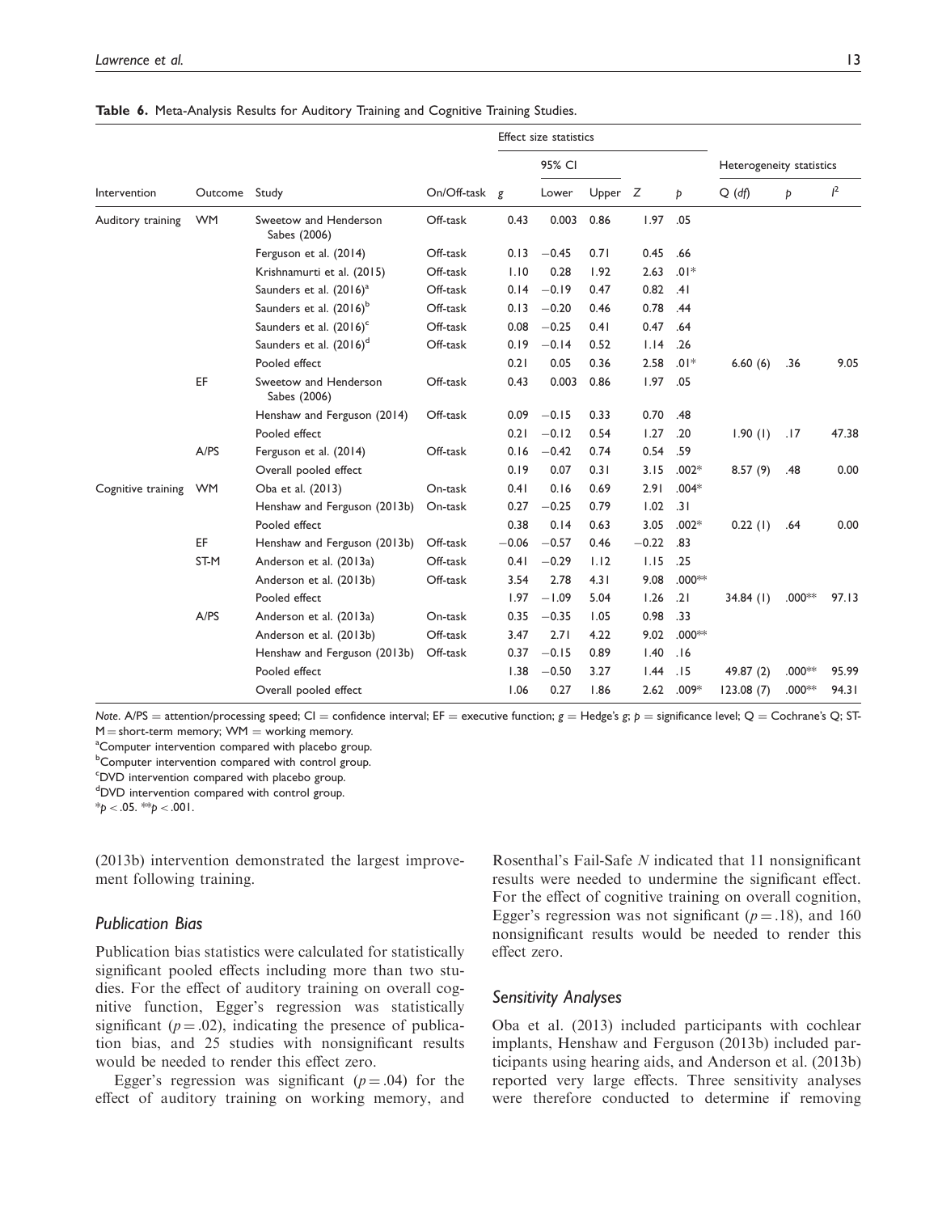**Table 6.** Meta-Analysis Results for Auditory Training and Cognitive Training Studies.

| | | | | Effect size statistics | | | | | | | |
|---|---|---|---|---|---|---|---|---|---|---|---|
| | | | | | 95% CI | | | | Heterogeneity statistics | | |
| Intervention | Outcome | Study | On/Off-task | *g* | Lower | Upper | *Z* | *p* | *Q* (*df*) | *p* | $I^2$ |
| Auditory training | WM | Sweetow and Henderson Sabes (2006) | Off-task | 0.43 | 0.003 | 0.86 | 1.97 | .05 | | | |
| | | Ferguson et al. (2014) | Off-task | 0.13 | −0.45 | 0.71 | 0.45 | .66 | | | |
| | | Krishnamurti et al. (2015) | Off-task | 1.10 | 0.28 | 1.92 | 2.63 | .01* | | | |
| | | Saunders et al. (2016)[a] | Off-task | 0.14 | −0.19 | 0.47 | 0.82 | .41 | | | |
| | | Saunders et al. (2016)[b] | Off-task | 0.13 | −0.20 | 0.46 | 0.78 | .44 | | | |
| | | Saunders et al. (2016)[c] | Off-task | 0.08 | −0.25 | 0.41 | 0.47 | .64 | | | |
| | | Saunders et al. (2016)[d] | Off-task | 0.19 | −0.14 | 0.52 | 1.14 | .26 | | | |
| | | Pooled effect | | 0.21 | 0.05 | 0.36 | 2.58 | .01* | 6.60 (6) | .36 | 9.05 |
| | EF | Sweetow and Henderson Sabes (2006) | Off-task | 0.43 | 0.003 | 0.86 | 1.97 | .05 | | | |
| | | Henshaw and Ferguson (2014) | Off-task | 0.09 | −0.15 | 0.33 | 0.70 | .48 | | | |
| | | Pooled effect | | 0.21 | −0.12 | 0.54 | 1.27 | .20 | 1.90 (1) | .17 | 47.38 |
| | A/PS | Ferguson et al. (2014) | Off-task | 0.16 | −0.42 | 0.74 | 0.54 | .59 | | | |
| | | Overall pooled effect | | 0.19 | 0.07 | 0.31 | 3.15 | .002* | 8.57 (9) | .48 | 0.00 |
| Cognitive training | WM | Oba et al. (2013) | On-task | 0.41 | 0.16 | 0.69 | 2.91 | .004* | | | |
| | | Henshaw and Ferguson (2013b) | On-task | 0.27 | −0.25 | 0.79 | 1.02 | .31 | | | |
| | | Pooled effect | | 0.38 | 0.14 | 0.63 | 3.05 | .002* | 0.22 (1) | .64 | 0.00 |
| | EF | Henshaw and Ferguson (2013b) | Off-task | −0.06 | −0.57 | 0.46 | −0.22 | .83 | | | |
| | ST-M | Anderson et al. (2013a) | Off-task | 0.41 | −0.29 | 1.12 | 1.15 | .25 | | | |
| | | Anderson et al. (2013b) | Off-task | 3.54 | 2.78 | 4.31 | 9.08 | .000** | | | |
| | | Pooled effect | | 1.97 | −1.09 | 5.04 | 1.26 | .21 | 34.84 (1) | .000** | 97.13 |
| | A/PS | Anderson et al. (2013a) | On-task | 0.35 | −0.35 | 1.05 | 0.98 | .33 | | | |
| | | Anderson et al. (2013b) | Off-task | 3.47 | 2.71 | 4.22 | 9.02 | .000** | | | |
| | | Henshaw and Ferguson (2013b) | Off-task | 0.37 | −0.15 | 0.89 | 1.40 | .16 | | | |
| | | Pooled effect | | 1.38 | −0.50 | 3.27 | 1.44 | .15 | 49.87 (2) | .000** | 95.99 |
| | | Overall pooled effect | | 1.06 | 0.27 | 1.86 | 2.62 | .009* | 123.08 (7) | .000** | 94.31 |

*Note.* A/PS = attention/processing speed; CI = confidence interval; EF = executive function; *g* = Hedge's *g*; *p* = significance level; Q = Cochrane's Q; ST-M = short-term memory; WM = working memory.
[a]Computer intervention compared with placebo group.
[b]Computer intervention compared with control group.
[c]DVD intervention compared with placebo group.
[d]DVD intervention compared with control group.
*$p < .05$. **$p < .001$.

(2013b) intervention demonstrated the largest improvement following training.

### Publication Bias

Publication bias statistics were calculated for statistically significant pooled effects including more than two studies. For the effect of auditory training on overall cognitive function, Egger's regression was statistically significant ($p = .02$), indicating the presence of publication bias, and 25 studies with nonsignificant results would be needed to render this effect zero.

Egger's regression was significant ($p = .04$) for the effect of auditory training on working memory, and Rosenthal's Fail-Safe *N* indicated that 11 nonsignificant results were needed to undermine the significant effect. For the effect of cognitive training on overall cognition, Egger's regression was not significant ($p = .18$), and 160 nonsignificant results would be needed to render this effect zero.

### Sensitivity Analyses

Oba et al. (2013) included participants with cochlear implants, Henshaw and Ferguson (2013b) included participants using hearing aids, and Anderson et al. (2013b) reported very large effects. Three sensitivity analyses were therefore conducted to determine if removing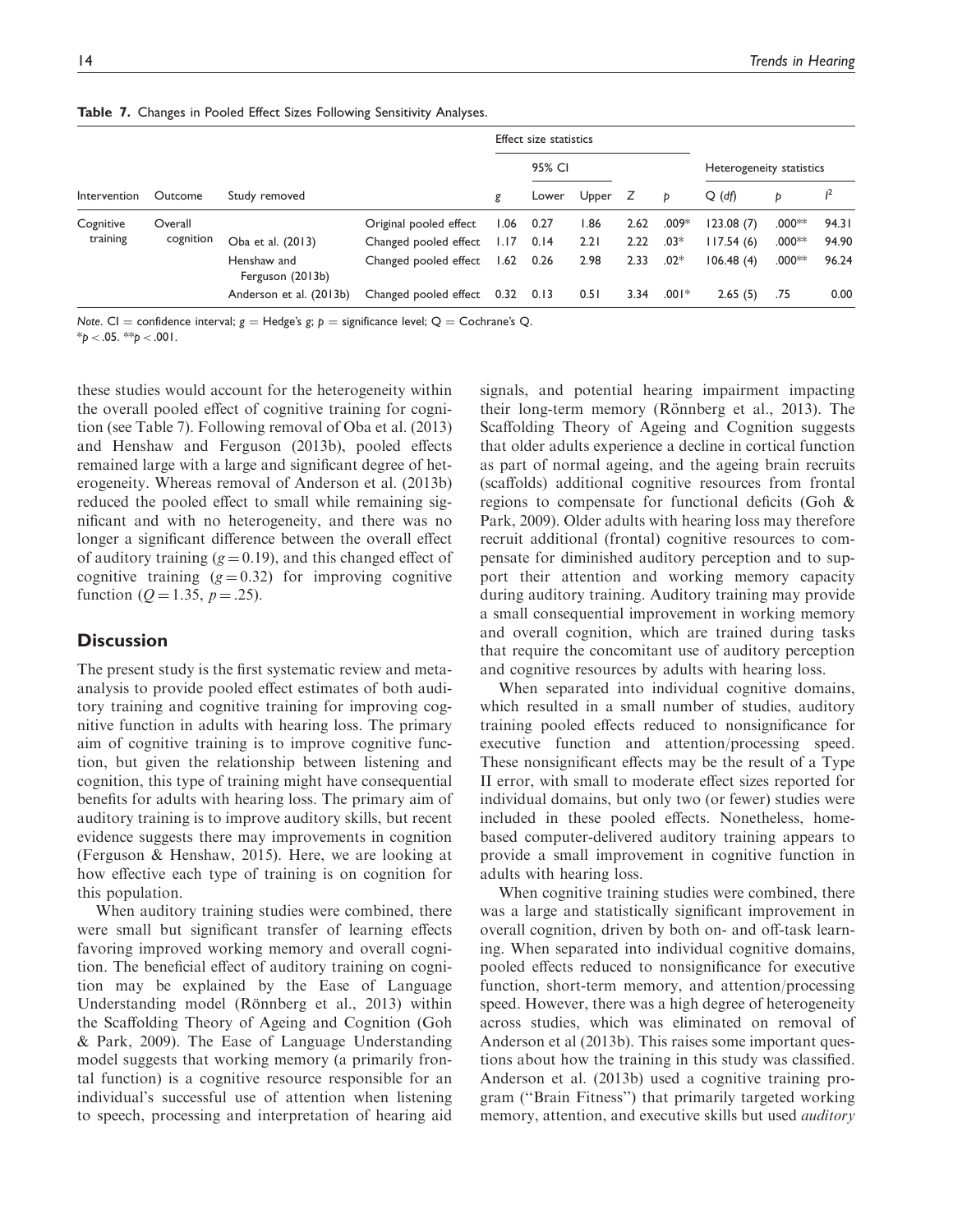**Table 7.** Changes in Pooled Effect Sizes Following Sensitivity Analyses.

| Intervention | Outcome | Study removed | | Effect size statistics | | | | | Heterogeneity statistics | | |
|---|---|---|---|---|---|---|---|---|---|---|---|
| | | | | | 95% CI | | | | | | |
| | | | | g | Lower | Upper | Z | p | Q (df) | p | $I^2$ |
| Cognitive training | Overall cognition | | Original pooled effect | 1.06 | 0.27 | 1.86 | 2.62 | .009* | 123.08 (7) | .000** | 94.31 |
| | | Oba et al. (2013) | Changed pooled effect | 1.17 | 0.14 | 2.21 | 2.22 | .03* | 117.54 (6) | .000** | 94.90 |
| | | Henshaw and Ferguson (2013b) | Changed pooled effect | 1.62 | 0.26 | 2.98 | 2.33 | .02* | 106.48 (4) | .000** | 96.24 |
| | | Anderson et al. (2013b) | Changed pooled effect | 0.32 | 0.13 | 0.51 | 3.34 | .001* | 2.65 (5) | .75 | 0.00 |

*Note.* CI = confidence interval; g = Hedge's g; p = significance level; Q = Cochrane's Q.
*$p < .05$. **$p < .001$.

these studies would account for the heterogeneity within the overall pooled effect of cognitive training for cognition (see Table 7). Following removal of Oba et al. (2013) and Henshaw and Ferguson (2013b), pooled effects remained large with a large and significant degree of heterogeneity. Whereas removal of Anderson et al. (2013b) reduced the pooled effect to small while remaining significant and with no heterogeneity, and there was no longer a significant difference between the overall effect of auditory training ($g = 0.19$), and this changed effect of cognitive training ($g = 0.32$) for improving cognitive function ($Q = 1.35$, $p = .25$).

## Discussion

The present study is the first systematic review and meta-analysis to provide pooled effect estimates of both auditory training and cognitive training for improving cognitive function in adults with hearing loss. The primary aim of cognitive training is to improve cognitive function, but given the relationship between listening and cognition, this type of training might have consequential benefits for adults with hearing loss. The primary aim of auditory training is to improve auditory skills, but recent evidence suggests there may improvements in cognition (Ferguson & Henshaw, 2015). Here, we are looking at how effective each type of training is on cognition for this population.

When auditory training studies were combined, there were small but significant transfer of learning effects favoring improved working memory and overall cognition. The beneficial effect of auditory training on cognition may be explained by the Ease of Language Understanding model (Rönnberg et al., 2013) within the Scaffolding Theory of Ageing and Cognition (Goh & Park, 2009). The Ease of Language Understanding model suggests that working memory (a primarily frontal function) is a cognitive resource responsible for an individual's successful use of attention when listening to speech, processing and interpretation of hearing aid signals, and potential hearing impairment impacting their long-term memory (Rönnberg et al., 2013). The Scaffolding Theory of Ageing and Cognition suggests that older adults experience a decline in cortical function as part of normal ageing, and the ageing brain recruits (scaffolds) additional cognitive resources from frontal regions to compensate for functional deficits (Goh & Park, 2009). Older adults with hearing loss may therefore recruit additional (frontal) cognitive resources to compensate for diminished auditory perception and to support their attention and working memory capacity during auditory training. Auditory training may provide a small consequential improvement in working memory and overall cognition, which are trained during tasks that require the concomitant use of auditory perception and cognitive resources by adults with hearing loss.

When separated into individual cognitive domains, which resulted in a small number of studies, auditory training pooled effects reduced to nonsignificance for executive function and attention/processing speed. These nonsignificant effects may be the result of a Type II error, with small to moderate effect sizes reported for individual domains, but only two (or fewer) studies were included in these pooled effects. Nonetheless, home-based computer-delivered auditory training appears to provide a small improvement in cognitive function in adults with hearing loss.

When cognitive training studies were combined, there was a large and statistically significant improvement in overall cognition, driven by both on- and off-task learning. When separated into individual cognitive domains, pooled effects reduced to nonsignificance for executive function, short-term memory, and attention/processing speed. However, there was a high degree of heterogeneity across studies, which was eliminated on removal of Anderson et al (2013b). This raises some important questions about how the training in this study was classified. Anderson et al. (2013b) used a cognitive training program ("Brain Fitness") that primarily targeted working memory, attention, and executive skills but used *auditory*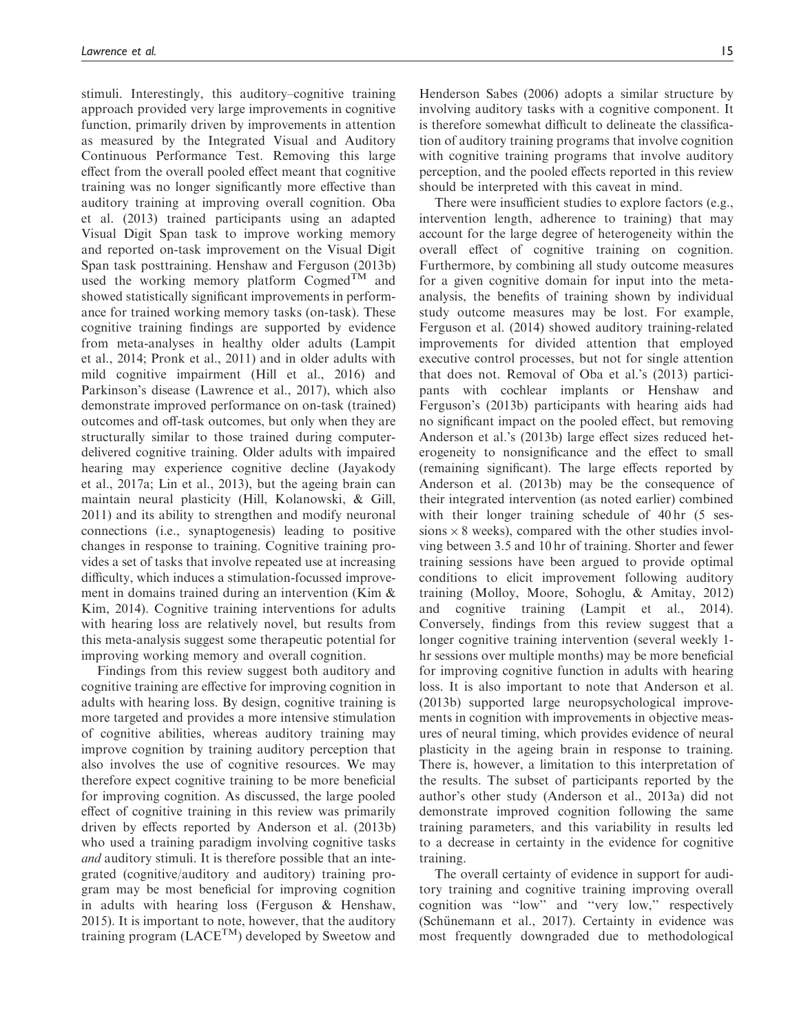stimuli. Interestingly, this auditory–cognitive training approach provided very large improvements in cognitive function, primarily driven by improvements in attention as measured by the Integrated Visual and Auditory Continuous Performance Test. Removing this large effect from the overall pooled effect meant that cognitive training was no longer significantly more effective than auditory training at improving overall cognition. Oba et al. (2013) trained participants using an adapted Visual Digit Span task to improve working memory and reported on-task improvement on the Visual Digit Span task posttraining. Henshaw and Ferguson (2013b) used the working memory platform Cogmed™ and showed statistically significant improvements in performance for trained working memory tasks (on-task). These cognitive training findings are supported by evidence from meta-analyses in healthy older adults (Lampit et al., 2014; Pronk et al., 2011) and in older adults with mild cognitive impairment (Hill et al., 2016) and Parkinson's disease (Lawrence et al., 2017), which also demonstrate improved performance on on-task (trained) outcomes and off-task outcomes, but only when they are structurally similar to those trained during computer-delivered cognitive training. Older adults with impaired hearing may experience cognitive decline (Jayakody et al., 2017a; Lin et al., 2013), but the ageing brain can maintain neural plasticity (Hill, Kolanowski, & Gill, 2011) and its ability to strengthen and modify neuronal connections (i.e., synaptogenesis) leading to positive changes in response to training. Cognitive training provides a set of tasks that involve repeated use at increasing difficulty, which induces a stimulation-focussed improvement in domains trained during an intervention (Kim & Kim, 2014). Cognitive training interventions for adults with hearing loss are relatively novel, but results from this meta-analysis suggest some therapeutic potential for improving working memory and overall cognition.

Findings from this review suggest both auditory and cognitive training are effective for improving cognition in adults with hearing loss. By design, cognitive training is more targeted and provides a more intensive stimulation of cognitive abilities, whereas auditory training may improve cognition by training auditory perception that also involves the use of cognitive resources. We may therefore expect cognitive training to be more beneficial for improving cognition. As discussed, the large pooled effect of cognitive training in this review was primarily driven by effects reported by Anderson et al. (2013b) who used a training paradigm involving cognitive tasks *and* auditory stimuli. It is therefore possible that an integrated (cognitive/auditory and auditory) training program may be most beneficial for improving cognition in adults with hearing loss (Ferguson & Henshaw, 2015). It is important to note, however, that the auditory training program (LACE™) developed by Sweetow and Henderson Sabes (2006) adopts a similar structure by involving auditory tasks with a cognitive component. It is therefore somewhat difficult to delineate the classification of auditory training programs that involve cognition with cognitive training programs that involve auditory perception, and the pooled effects reported in this review should be interpreted with this caveat in mind.

There were insufficient studies to explore factors (e.g., intervention length, adherence to training) that may account for the large degree of heterogeneity within the overall effect of cognitive training on cognition. Furthermore, by combining all study outcome measures for a given cognitive domain for input into the meta-analysis, the benefits of training shown by individual study outcome measures may be lost. For example, Ferguson et al. (2014) showed auditory training-related improvements for divided attention that employed executive control processes, but not for single attention that does not. Removal of Oba et al.'s (2013) participants with cochlear implants or Henshaw and Ferguson's (2013b) participants with hearing aids had no significant impact on the pooled effect, but removing Anderson et al.'s (2013b) large effect sizes reduced heterogeneity to nonsignificance and the effect to small (remaining significant). The large effects reported by Anderson et al. (2013b) may be the consequence of their integrated intervention (as noted earlier) combined with their longer training schedule of 40 hr (5 sessions × 8 weeks), compared with the other studies involving between 3.5 and 10 hr of training. Shorter and fewer training sessions have been argued to provide optimal conditions to elicit improvement following auditory training (Molloy, Moore, Sohoglu, & Amitay, 2012) and cognitive training (Lampit et al., 2014). Conversely, findings from this review suggest that a longer cognitive training intervention (several weekly 1-hr sessions over multiple months) may be more beneficial for improving cognitive function in adults with hearing loss. It is also important to note that Anderson et al. (2013b) supported large neuropsychological improvements in cognition with improvements in objective measures of neural timing, which provides evidence of neural plasticity in the ageing brain in response to training. There is, however, a limitation to this interpretation of the results. The subset of participants reported by the author's other study (Anderson et al., 2013a) did not demonstrate improved cognition following the same training parameters, and this variability in results led to a decrease in certainty in the evidence for cognitive training.

The overall certainty of evidence in support for auditory training and cognitive training improving overall cognition was "low" and "very low," respectively (Schünemann et al., 2017). Certainty in evidence was most frequently downgraded due to methodological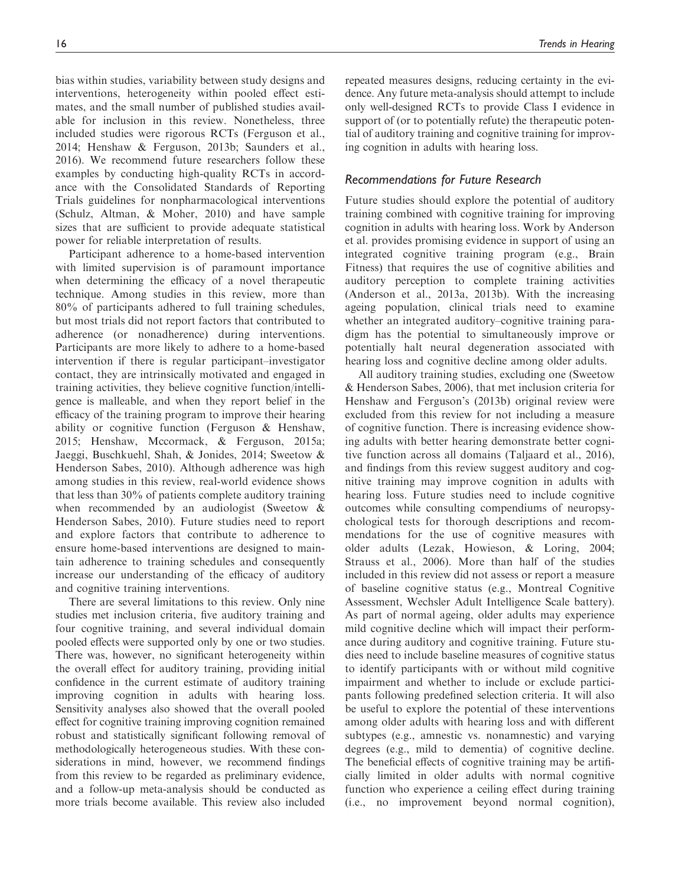bias within studies, variability between study designs and interventions, heterogeneity within pooled effect estimates, and the small number of published studies available for inclusion in this review. Nonetheless, three included studies were rigorous RCTs (Ferguson et al., 2014; Henshaw & Ferguson, 2013b; Saunders et al., 2016). We recommend future researchers follow these examples by conducting high-quality RCTs in accordance with the Consolidated Standards of Reporting Trials guidelines for nonpharmacological interventions (Schulz, Altman, & Moher, 2010) and have sample sizes that are sufficient to provide adequate statistical power for reliable interpretation of results.

Participant adherence to a home-based intervention with limited supervision is of paramount importance when determining the efficacy of a novel therapeutic technique. Among studies in this review, more than 80% of participants adhered to full training schedules, but most trials did not report factors that contributed to adherence (or nonadherence) during interventions. Participants are more likely to adhere to a home-based intervention if there is regular participant–investigator contact, they are intrinsically motivated and engaged in training activities, they believe cognitive function/intelligence is malleable, and when they report belief in the efficacy of the training program to improve their hearing ability or cognitive function (Ferguson & Henshaw, 2015; Henshaw, Mccormack, & Ferguson, 2015a; Jaeggi, Buschkuehl, Shah, & Jonides, 2014; Sweetow & Henderson Sabes, 2010). Although adherence was high among studies in this review, real-world evidence shows that less than 30% of patients complete auditory training when recommended by an audiologist (Sweetow & Henderson Sabes, 2010). Future studies need to report and explore factors that contribute to adherence to ensure home-based interventions are designed to maintain adherence to training schedules and consequently increase our understanding of the efficacy of auditory and cognitive training interventions.

There are several limitations to this review. Only nine studies met inclusion criteria, five auditory training and four cognitive training, and several individual domain pooled effects were supported only by one or two studies. There was, however, no significant heterogeneity within the overall effect for auditory training, providing initial confidence in the current estimate of auditory training improving cognition in adults with hearing loss. Sensitivity analyses also showed that the overall pooled effect for cognitive training improving cognition remained robust and statistically significant following removal of methodologically heterogeneous studies. With these considerations in mind, however, we recommend findings from this review to be regarded as preliminary evidence, and a follow-up meta-analysis should be conducted as more trials become available. This review also included repeated measures designs, reducing certainty in the evidence. Any future meta-analysis should attempt to include only well-designed RCTs to provide Class I evidence in support of (or to potentially refute) the therapeutic potential of auditory training and cognitive training for improving cognition in adults with hearing loss.

### *Recommendations for Future Research*

Future studies should explore the potential of auditory training combined with cognitive training for improving cognition in adults with hearing loss. Work by Anderson et al. provides promising evidence in support of using an integrated cognitive training program (e.g., Brain Fitness) that requires the use of cognitive abilities and auditory perception to complete training activities (Anderson et al., 2013a, 2013b). With the increasing ageing population, clinical trials need to examine whether an integrated auditory–cognitive training paradigm has the potential to simultaneously improve or potentially halt neural degeneration associated with hearing loss and cognitive decline among older adults.

All auditory training studies, excluding one (Sweetow & Henderson Sabes, 2006), that met inclusion criteria for Henshaw and Ferguson's (2013b) original review were excluded from this review for not including a measure of cognitive function. There is increasing evidence showing adults with better hearing demonstrate better cognitive function across all domains (Taljaard et al., 2016), and findings from this review suggest auditory and cognitive training may improve cognition in adults with hearing loss. Future studies need to include cognitive outcomes while consulting compendiums of neuropsychological tests for thorough descriptions and recommendations for the use of cognitive measures with older adults (Lezak, Howieson, & Loring, 2004; Strauss et al., 2006). More than half of the studies included in this review did not assess or report a measure of baseline cognitive status (e.g., Montreal Cognitive Assessment, Wechsler Adult Intelligence Scale battery). As part of normal ageing, older adults may experience mild cognitive decline which will impact their performance during auditory and cognitive training. Future studies need to include baseline measures of cognitive status to identify participants with or without mild cognitive impairment and whether to include or exclude participants following predefined selection criteria. It will also be useful to explore the potential of these interventions among older adults with hearing loss and with different subtypes (e.g., amnestic vs. nonamnestic) and varying degrees (e.g., mild to dementia) of cognitive decline. The beneficial effects of cognitive training may be artificially limited in older adults with normal cognitive function who experience a ceiling effect during training (i.e., no improvement beyond normal cognition),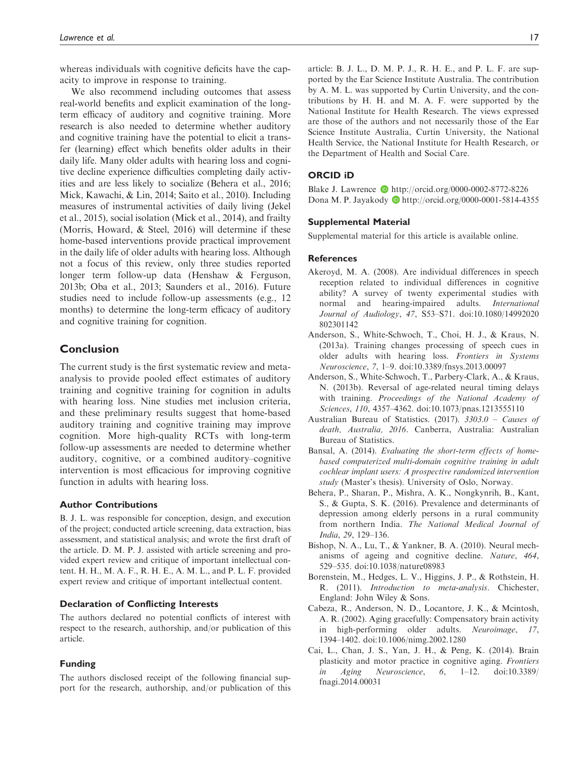whereas individuals with cognitive deficits have the capacity to improve in response to training.

We also recommend including outcomes that assess real-world benefits and explicit examination of the long-term efficacy of auditory and cognitive training. More research is also needed to determine whether auditory and cognitive training have the potential to elicit a transfer (learning) effect which benefits older adults in their daily life. Many older adults with hearing loss and cognitive decline experience difficulties completing daily activities and are less likely to socialize (Behera et al., 2016; Mick, Kawachi, & Lin, 2014; Saito et al., 2010). Including measures of instrumental activities of daily living (Jekel et al., 2015), social isolation (Mick et al., 2014), and frailty (Morris, Howard, & Steel, 2016) will determine if these home-based interventions provide practical improvement in the daily life of older adults with hearing loss. Although not a focus of this review, only three studies reported longer term follow-up data (Henshaw & Ferguson, 2013b; Oba et al., 2013; Saunders et al., 2016). Future studies need to include follow-up assessments (e.g., 12 months) to determine the long-term efficacy of auditory and cognitive training for cognition.

## Conclusion

The current study is the first systematic review and meta-analysis to provide pooled effect estimates of auditory training and cognitive training for cognition in adults with hearing loss. Nine studies met inclusion criteria, and these preliminary results suggest that home-based auditory training and cognitive training may improve cognition. More high-quality RCTs with long-term follow-up assessments are needed to determine whether auditory, cognitive, or a combined auditory–cognitive intervention is most efficacious for improving cognitive function in adults with hearing loss.

### Author Contributions

B. J. L. was responsible for conception, design, and execution of the project; conducted article screening, data extraction, bias assessment, and statistical analysis; and wrote the first draft of the article. D. M. P. J. assisted with article screening and provided expert review and critique of important intellectual content. H. H., M. A. F., R. H. E., A. M. L., and P. L. F. provided expert review and critique of important intellectual content.

### Declaration of Conflicting Interests

The authors declared no potential conflicts of interest with respect to the research, authorship, and/or publication of this article.

### Funding

The authors disclosed receipt of the following financial support for the research, authorship, and/or publication of this article: B. J. L., D. M. P. J., R. H. E., and P. L. F. are supported by the Ear Science Institute Australia. The contribution by A. M. L. was supported by Curtin University, and the contributions by H. H. and M. A. F. were supported by the National Institute for Health Research. The views expressed are those of the authors and not necessarily those of the Ear Science Institute Australia, Curtin University, the National Health Service, the National Institute for Health Research, or the Department of Health and Social Care.

### ORCID iD

Blake J. Lawrence http://orcid.org/0000-0002-8772-8226
Dona M. P. Jayakody http://orcid.org/0000-0001-5814-4355

### Supplemental Material

Supplemental material for this article is available online.

### References

Akeroyd, M. A. (2008). Are individual differences in speech reception related to individual differences in cognitive ability? A survey of twenty experimental studies with normal and hearing-impaired adults. *International Journal of Audiology*, *47*, S53–S71. doi:10.1080/14992020802301142

Anderson, S., White-Schwoch, T., Choi, H. J., & Kraus, N. (2013a). Training changes processing of speech cues in older adults with hearing loss. *Frontiers in Systems Neuroscience*, *7*, 1–9. doi:10.3389/fnsys.2013.00097

Anderson, S., White-Schwoch, T., Parbery-Clark, A., & Kraus, N. (2013b). Reversal of age-related neural timing delays with training. *Proceedings of the National Academy of Sciences*, *110*, 4357–4362. doi:10.1073/pnas.1213555110

Australian Bureau of Statistics. (2017). *3303.0 – Causes of death, Australia, 2016*. Canberra, Australia: Australian Bureau of Statistics.

Bansal, A. (2014). *Evaluating the short-term effects of home-based computerized multi-domain cognitive training in adult cochlear implant users: A prospective randomized intervention study* (Master's thesis). University of Oslo, Norway.

Behera, P., Sharan, P., Mishra, A. K., Nongkynrih, B., Kant, S., & Gupta, S. K. (2016). Prevalence and determinants of depression among elderly persons in a rural community from northern India. *The National Medical Journal of India*, *29*, 129–136.

Bishop, N. A., Lu, T., & Yankner, B. A. (2010). Neural mechanisms of ageing and cognitive decline. *Nature*, *464*, 529–535. doi:10.1038/nature08983

Borenstein, M., Hedges, L. V., Higgins, J. P., & Rothstein, H. R. (2011). *Introduction to meta-analysis*. Chichester, England: John Wiley & Sons.

Cabeza, R., Anderson, N. D., Locantore, J. K., & Mcintosh, A. R. (2002). Aging gracefully: Compensatory brain activity in high-performing older adults. *Neuroimage*, *17*, 1394–1402. doi:10.1006/nimg.2002.1280

Cai, L., Chan, J. S., Yan, J. H., & Peng, K. (2014). Brain plasticity and motor practice in cognitive aging. *Frontiers in Aging Neuroscience*, *6*, 1–12. doi:10.3389/fnagi.2014.00031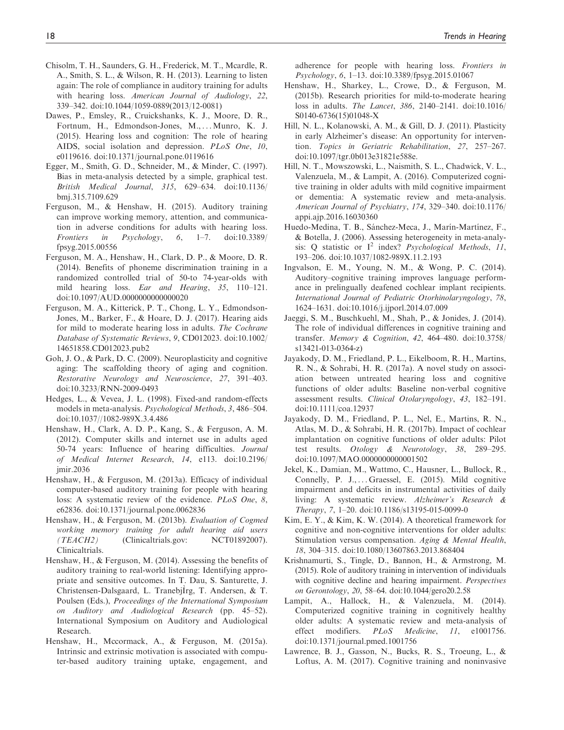Chisolm, T. H., Saunders, G. H., Frederick, M. T., Mcardle, R. A., Smith, S. L., & Wilson, R. H. (2013). Learning to listen again: The role of compliance in auditory training for adults with hearing loss. *American Journal of Audiology*, *22*, 339–342. doi:10.1044/1059-0889(2013/12-0081)

Dawes, P., Emsley, R., Cruickshanks, K. J., Moore, D. R., Fortnum, H., Edmondson-Jones, M., ... Munro, K. J. (2015). Hearing loss and cognition: The role of hearing AIDS, social isolation and depression. *PLoS One*, *10*, e0119616. doi:10.1371/journal.pone.0119616

Egger, M., Smith, G. D., Schneider, M., & Minder, C. (1997). Bias in meta-analysis detected by a simple, graphical test. *British Medical Journal*, *315*, 629–634. doi:10.1136/bmj.315.7109.629

Ferguson, M., & Henshaw, H. (2015). Auditory training can improve working memory, attention, and communication in adverse conditions for adults with hearing loss. *Frontiers in Psychology*, *6*, 1–7. doi:10.3389/fpsyg.2015.00556

Ferguson, M. A., Henshaw, H., Clark, D. P., & Moore, D. R. (2014). Benefits of phoneme discrimination training in a randomized controlled trial of 50-to 74-year-olds with mild hearing loss. *Ear and Hearing*, *35*, 110–121. doi:10.1097/AUD.0000000000000020

Ferguson, M. A., Kitterick, P. T., Chong, L. Y., Edmondson-Jones, M., Barker, F., & Hoare, D. J. (2017). Hearing aids for mild to moderate hearing loss in adults. *The Cochrane Database of Systematic Reviews*, *9*, CD012023. doi:10.1002/14651858.CD012023.pub2

Goh, J. O., & Park, D. C. (2009). Neuroplasticity and cognitive aging: The scaffolding theory of aging and cognition. *Restorative Neurology and Neuroscience*, *27*, 391–403. doi:10.3233/RNN-2009-0493

Hedges, L., & Vevea, J. L. (1998). Fixed-and random-effects models in meta-analysis. *Psychological Methods*, *3*, 486–504. doi:10.1037//1082-989X.3.4.486

Henshaw, H., Clark, A. D. P., Kang, S., & Ferguson, A. M. (2012). Computer skills and internet use in adults aged 50-74 years: Influence of hearing difficulties. *Journal of Medical Internet Research*, *14*, e113. doi:10.2196/jmir.2036

Henshaw, H., & Ferguson, M. (2013a). Efficacy of individual computer-based auditory training for people with hearing loss: A systematic review of the evidence. *PLoS One*, *8*, e62836. doi:10.1371/journal.pone.0062836

Henshaw, H., & Ferguson, M. (2013b). *Evaluation of Cogmed working memory training for adult hearing aid users (TEACH2)* (Clinicaltrials.gov: NCT01892007). Clinicaltrials.

Henshaw, H., & Ferguson, M. (2014). Assessing the benefits of auditory training to real-world listening: Identifying appropriate and sensitive outcomes. In T. Dau, S. Santurette, J. Christensen-Dalsgaard, L. Tranebjİrg, T. Andersen, & T. Poulsen (Eds.), *Proceedings of the International Symposium on Auditory and Audiological Research* (pp. 45–52). International Symposium on Auditory and Audiological Research.

Henshaw, H., Mccormack, A., & Ferguson, M. (2015a). Intrinsic and extrinsic motivation is associated with computer-based auditory training uptake, engagement, and adherence for people with hearing loss. *Frontiers in Psychology*, *6*, 1–13. doi:10.3389/fpsyg.2015.01067

Henshaw, H., Sharkey, L., Crowe, D., & Ferguson, M. (2015b). Research priorities for mild-to-moderate hearing loss in adults. *The Lancet*, *386*, 2140–2141. doi:10.1016/S0140-6736(15)01048-X

Hill, N. L., Kolanowski, A. M., & Gill, D. J. (2011). Plasticity in early Alzheimer's disease: An opportunity for intervention. *Topics in Geriatric Rehabilitation*, *27*, 257–267. doi:10.1097/tgr.0b013e31821e588e.

Hill, N. T., Mowszowski, L., Naismith, S. L., Chadwick, V. L., Valenzuela, M., & Lampit, A. (2016). Computerized cognitive training in older adults with mild cognitive impairment or dementia: A systematic review and meta-analysis. *American Journal of Psychiatry*, *174*, 329–340. doi:10.1176/appi.ajp.2016.16030360

Huedo-Medina, T. B., Sánchez-Meca, J., Marín-Martínez, F., & Botella, J. (2006). Assessing heterogeneity in meta-analysis: Q statistic or $I^2$ index? *Psychological Methods*, *11*, 193–206. doi:10.1037/1082-989X.11.2.193

Ingvalson, E. M., Young, N. M., & Wong, P. C. (2014). Auditory–cognitive training improves language performance in prelingually deafened cochlear implant recipients. *International Journal of Pediatric Otorhinolaryngology*, *78*, 1624–1631. doi:10.1016/j.ijporl.2014.07.009

Jaeggi, S. M., Buschkuehl, M., Shah, P., & Jonides, J. (2014). The role of individual differences in cognitive training and transfer. *Memory & Cognition*, *42*, 464–480. doi:10.3758/s13421-013-0364-z)

Jayakody, D. M., Friedland, P. L., Eikelboom, R. H., Martins, R. N., & Sohrabi, H. R. (2017a). A novel study on association between untreated hearing loss and cognitive functions of older adults: Baseline non-verbal cognitive assessment results. *Clinical Otolaryngology*, *43*, 182–191. doi:10.1111/coa.12937

Jayakody, D. M., Friedland, P. L., Nel, E., Martins, R. N., Atlas, M. D., & Sohrabi, H. R. (2017b). Impact of cochlear implantation on cognitive functions of older adults: Pilot test results. *Otology & Neurotology*, *38*, 289–295. doi:10.1097/MAO.0000000000001502

Jekel, K., Damian, M., Wattmo, C., Hausner, L., Bullock, R., Connelly, P. J., ... Graessel, E. (2015). Mild cognitive impairment and deficits in instrumental activities of daily living: A systematic review. *Alzheimer's Research & Therapy*, *7*, 1–20. doi:10.1186/s13195-015-0099-0

Kim, E. Y., & Kim, K. W. (2014). A theoretical framework for cognitive and non-cognitive interventions for older adults: Stimulation versus compensation. *Aging & Mental Health*, *18*, 304–315. doi:10.1080/13607863.2013.868404

Krishnamurti, S., Tingle, D., Bannon, H., & Armstrong, M. (2015). Role of auditory training in intervention of individuals with cognitive decline and hearing impairment. *Perspectives on Gerontology*, *20*, 58–64. doi:10.1044/gero20.2.58

Lampit, A., Hallock, H., & Valenzuela, M. (2014). Computerized cognitive training in cognitively healthy older adults: A systematic review and meta-analysis of effect modifiers. *PLoS Medicine*, *11*, e1001756. doi:10.1371/journal.pmed.1001756

Lawrence, B. J., Gasson, N., Bucks, R. S., Troeung, L., & Loftus, A. M. (2017). Cognitive training and noninvasive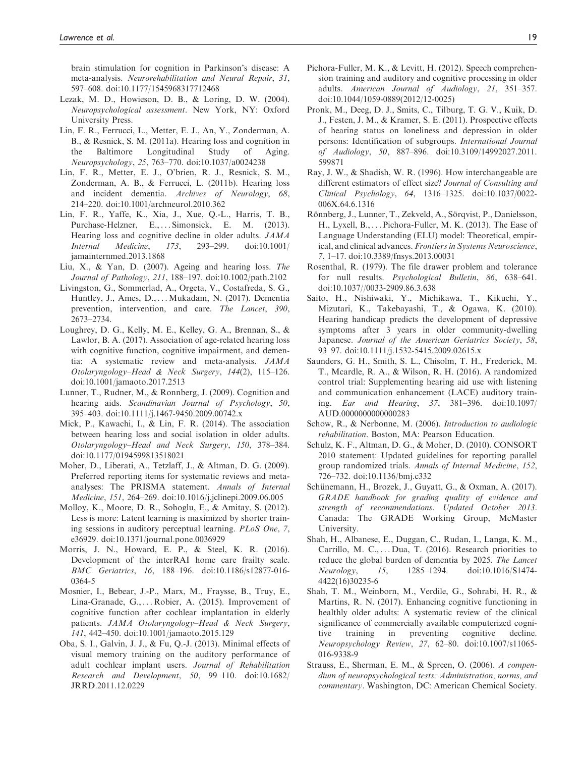brain stimulation for cognition in Parkinson's disease: A meta-analysis. *Neurorehabilitation and Neural Repair*, *31*, 597–608. doi:10.1177/1545968317712468

Lezak, M. D., Howieson, D. B., & Loring, D. W. (2004). *Neuropsychological assessment*. New York, NY: Oxford University Press.

Lin, F. R., Ferrucci, L., Metter, E. J., An, Y., Zonderman, A. B., & Resnick, S. M. (2011a). Hearing loss and cognition in the Baltimore Longitudinal Study of Aging. *Neuropsychology*, *25*, 763–770. doi:10.1037/a0024238

Lin, F. R., Metter, E. J., O'brien, R. J., Resnick, S. M., Zonderman, A. B., & Ferrucci, L. (2011b). Hearing loss and incident dementia. *Archives of Neurology*, *68*, 214–220. doi:10.1001/archneurol.2010.362

Lin, F. R., Yaffe, K., Xia, J., Xue, Q.-L., Harris, T. B., Purchase-Helzner, E., ... Simonsick, E. M. (2013). Hearing loss and cognitive decline in older adults. *JAMA Internal Medicine*, *173*, 293–299. doi:10.1001/jamainternmed.2013.1868

Liu, X., & Yan, D. (2007). Ageing and hearing loss. *The Journal of Pathology*, *211*, 188–197. doi:10.1002/path.2102

Livingston, G., Sommerlad, A., Orgeta, V., Costafreda, S. G., Huntley, J., Ames, D., ... Mukadam, N. (2017). Dementia prevention, intervention, and care. *The Lancet*, *390*, 2673–2734.

Loughrey, D. G., Kelly, M. E., Kelley, G. A., Brennan, S., & Lawlor, B. A. (2017). Association of age-related hearing loss with cognitive function, cognitive impairment, and dementia: A systematic review and meta-analysis. *JAMA Otolaryngology–Head & Neck Surgery*, *144*(2), 115–126. doi:10.1001/jamaoto.2017.2513

Lunner, T., Rudner, M., & Ronnberg, J. (2009). Cognition and hearing aids. *Scandinavian Journal of Psychology*, *50*, 395–403. doi:10.1111/j.1467-9450.2009.00742.x

Mick, P., Kawachi, I., & Lin, F. R. (2014). The association between hearing loss and social isolation in older adults. *Otolaryngology–Head and Neck Surgery*, *150*, 378–384. doi:10.1177/0194599813518021

Moher, D., Liberati, A., Tetzlaff, J., & Altman, D. G. (2009). Preferred reporting items for systematic reviews and meta-analyses: The PRISMA statement. *Annals of Internal Medicine*, *151*, 264–269. doi:10.1016/j.jclinepi.2009.06.005

Molloy, K., Moore, D. R., Sohoglu, E., & Amitay, S. (2012). Less is more: Latent learning is maximized by shorter training sessions in auditory perceptual learning. *PLoS One*, *7*, e36929. doi:10.1371/journal.pone.0036929

Morris, J. N., Howard, E. P., & Steel, K. R. (2016). Development of the interRAI home care frailty scale. *BMC Geriatrics*, *16*, 188–196. doi:10.1186/s12877-016-0364-5

Mosnier, I., Bebear, J.-P., Marx, M., Fraysse, B., Truy, E., Lina-Granade, G., ... Robier, A. (2015). Improvement of cognitive function after cochlear implantation in elderly patients. *JAMA Otolaryngology–Head & Neck Surgery*, *141*, 442–450. doi:10.1001/jamaoto.2015.129

Oba, S. I., Galvin, J. J., & Fu, Q.-J. (2013). Minimal effects of visual memory training on the auditory performance of adult cochlear implant users. *Journal of Rehabilitation Research and Development*, *50*, 99–110. doi:10.1682/JRRD.2011.12.0229

Pichora-Fuller, M. K., & Levitt, H. (2012). Speech comprehension training and auditory and cognitive processing in older adults. *American Journal of Audiology*, *21*, 351–357. doi:10.1044/1059-0889(2012/12-0025)

Pronk, M., Deeg, D. J., Smits, C., Tilburg, T. G. V., Kuik, D. J., Festen, J. M., & Kramer, S. E. (2011). Prospective effects of hearing status on loneliness and depression in older persons: Identification of subgroups. *International Journal of Audiology*, *50*, 887–896. doi:10.3109/14992027.2011.599871

Ray, J. W., & Shadish, W. R. (1996). How interchangeable are different estimators of effect size? *Journal of Consulting and Clinical Psychology*, *64*, 1316–1325. doi:10.1037/0022-006X.64.6.1316

Rönnberg, J., Lunner, T., Zekveld, A., Sörqvist, P., Danielsson, H., Lyxell, B., ... Pichora-Fuller, M. K. (2013). The Ease of Language Understanding (ELU) model: Theoretical, empirical, and clinical advances. *Frontiers in Systems Neuroscience*, *7*, 1–17. doi:10.3389/fnsys.2013.00031

Rosenthal, R. (1979). The file drawer problem and tolerance for null results. *Psychological Bulletin*, *86*, 638–641. doi:10.1037//0033-2909.86.3.638

Saito, H., Nishiwaki, Y., Michikawa, T., Kikuchi, Y., Mizutari, K., Takebayashi, T., & Ogawa, K. (2010). Hearing handicap predicts the development of depressive symptoms after 3 years in older community-dwelling Japanese. *Journal of the American Geriatrics Society*, *58*, 93–97. doi:10.1111/j.1532-5415.2009.02615.x

Saunders, G. H., Smith, S. L., Chisolm, T. H., Frederick, M. T., Mcardle, R. A., & Wilson, R. H. (2016). A randomized control trial: Supplementing hearing aid use with listening and communication enhancement (LACE) auditory training. *Ear and Hearing*, *37*, 381–396. doi:10.1097/AUD.0000000000000283

Schow, R., & Nerbonne, M. (2006). *Introduction to audiologic rehabilitation*. Boston, MA: Pearson Education.

Schulz, K. F., Altman, D. G., & Moher, D. (2010). CONSORT 2010 statement: Updated guidelines for reporting parallel group randomized trials. *Annals of Internal Medicine*, *152*, 726–732. doi:10.1136/bmj.c332

Schünemann, H., Brozek, J., Guyatt, G., & Oxman, A. (2017). *GRADE handbook for grading quality of evidence and strength of recommendations. Updated October 2013*. Canada: The GRADE Working Group, McMaster University.

Shah, H., Albanese, E., Duggan, C., Rudan, I., Langa, K. M., Carrillo, M. C., ... Dua, T. (2016). Research priorities to reduce the global burden of dementia by 2025. *The Lancet Neurology*, *15*, 1285–1294. doi:10.1016/S1474-4422(16)30235-6

Shah, T. M., Weinborn, M., Verdile, G., Sohrabi, H. R., & Martins, R. N. (2017). Enhancing cognitive functioning in healthly older adults: A systematic review of the clinical significance of commercially available computerized cognitive training in preventing cognitive decline. *Neuropsychology Review*, *27*, 62–80. doi:10.1007/s11065-016-9338-9

Strauss, E., Sherman, E. M., & Spreen, O. (2006). *A compendium of neuropsychological tests: Administration, norms, and commentary*. Washington, DC: American Chemical Society.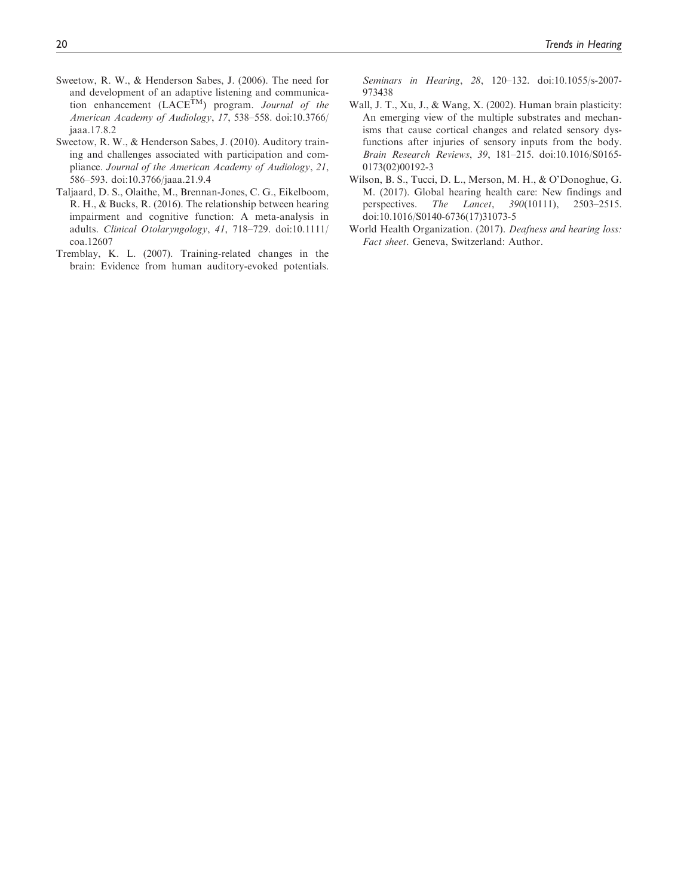Sweetow, R. W., & Henderson Sabes, J. (2006). The need for and development of an adaptive listening and communication enhancement (LACE$^{TM}$) program. *Journal of the American Academy of Audiology*, *17*, 538–558. doi:10.3766/jaaa.17.8.2

Sweetow, R. W., & Henderson Sabes, J. (2010). Auditory training and challenges associated with participation and compliance. *Journal of the American Academy of Audiology*, *21*, 586–593. doi:10.3766/jaaa.21.9.4

Taljaard, D. S., Olaithe, M., Brennan-Jones, C. G., Eikelboom, R. H., & Bucks, R. (2016). The relationship between hearing impairment and cognitive function: A meta-analysis in adults. *Clinical Otolaryngology*, *41*, 718–729. doi:10.1111/coa.12607

Tremblay, K. L. (2007). Training-related changes in the brain: Evidence from human auditory-evoked potentials. *Seminars in Hearing*, *28*, 120–132. doi:10.1055/s-2007-973438

Wall, J. T., Xu, J., & Wang, X. (2002). Human brain plasticity: An emerging view of the multiple substrates and mechanisms that cause cortical changes and related sensory dysfunctions after injuries of sensory inputs from the body. *Brain Research Reviews*, *39*, 181–215. doi:10.1016/S0165-0173(02)00192-3

Wilson, B. S., Tucci, D. L., Merson, M. H., & O'Donoghue, G. M. (2017). Global hearing health care: New findings and perspectives. *The Lancet*, *390*(10111), 2503–2515. doi:10.1016/S0140-6736(17)31073-5

World Health Organization. (2017). *Deafness and hearing loss: Fact sheet*. Geneva, Switzerland: Author.